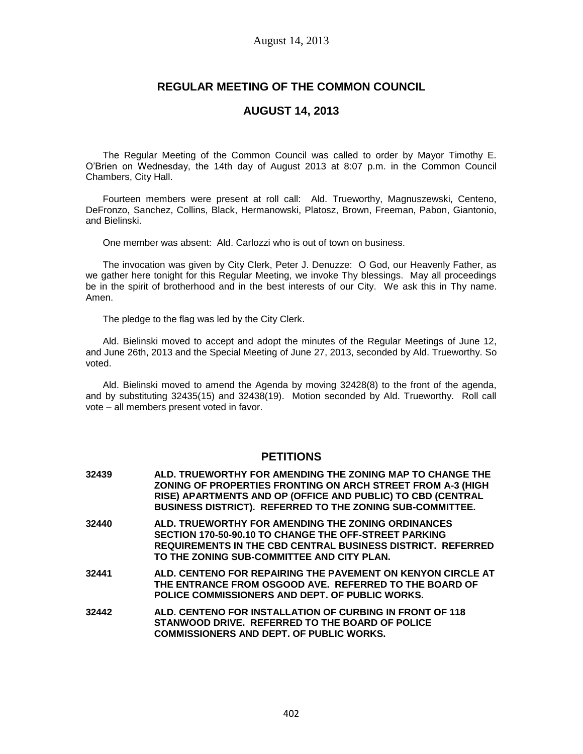## REGULAR MEETING OF THE COMMON COUNCIL

## AUGUST 14, 2013

The Regular Meeting of the Common Council was called to order by Mayor Timothy E. O'Brien on Wednesday, the 14th day of August 2013 at 8:07 p.m. in the Common Council Chambers, City Hall.

Fourteen members were present at roll call: Ald. Trueworthy, Magnuszewski, Centeno, DeFronzo, Sanchez, Collins, Black, Hermanowski, Platosz, Brown, Freeman, Pabon, Giantonio, and Bielinski.

One member was absent: Ald. Carlozzi who is out of town on business.

The invocation was given by City Clerk, Peter J. Denuzze: O God, our Heavenly Father, as we gather here tonight for this Regular Meeting, we invoke Thy blessings. May all proceedings be in the spirit of brotherhood and in the best interests of our City. We ask this in Thy name. Amen.

The pledge to the flag was led by the City Clerk.

Ald. Bielinski moved to accept and adopt the minutes of the Regular Meetings of June 12, and June 26th, 2013 and the Special Meeting of June 27, 2013, seconded by Ald. Trueworthy. So voted.

Ald. Bielinski moved to amend the Agenda by moving 32428(8) to the front of the agenda, and by substituting 32435(15) and 32438(19). Motion seconded by Ald. Trueworthy. Roll call vote – all members present voted in favor.

## PETITIONS

**32439 ALD. TRUEWORTHY FOR AMENDING THE ZONING MAP TO CHANGE THE ZONING OF PROPERTIES FRONTING ON ARCH STREET FROM A-3 (HIGH RISE) APARTMENTS AND OP (OFFICE AND PUBLIC) TO CBD (CENTRAL BUSINESS DISTRICT). REFERRED TO THE ZONING SUB-COMMITTEE.**

**32440 ALD. TRUEWORTHY FOR AMENDING THE ZONING ORDINANCES SECTION 170-50-90.10 TO CHANGE THE OFF-STREET PARKING REQUIREMENTS IN THE CBD CENTRAL BUSINESS DISTRICT. REFERRED TO THE ZONING SUB-COMMITTEE AND CITY PLAN.**

**32441 ALD. CENTENO FOR REPAIRING THE PAVEMENT ON KENYON CIRCLE AT THE ENTRANCE FROM OSGOOD AVE. REFERRED TO THE BOARD OF POLICE COMMISSIONERS AND DEPT. OF PUBLIC WORKS.**

**32442 ALD. CENTENO FOR INSTALLATION OF CURBING IN FRONT OF 118 STANWOOD DRIVE. REFERRED TO THE BOARD OF POLICE COMMISSIONERS AND DEPT. OF PUBLIC WORKS.**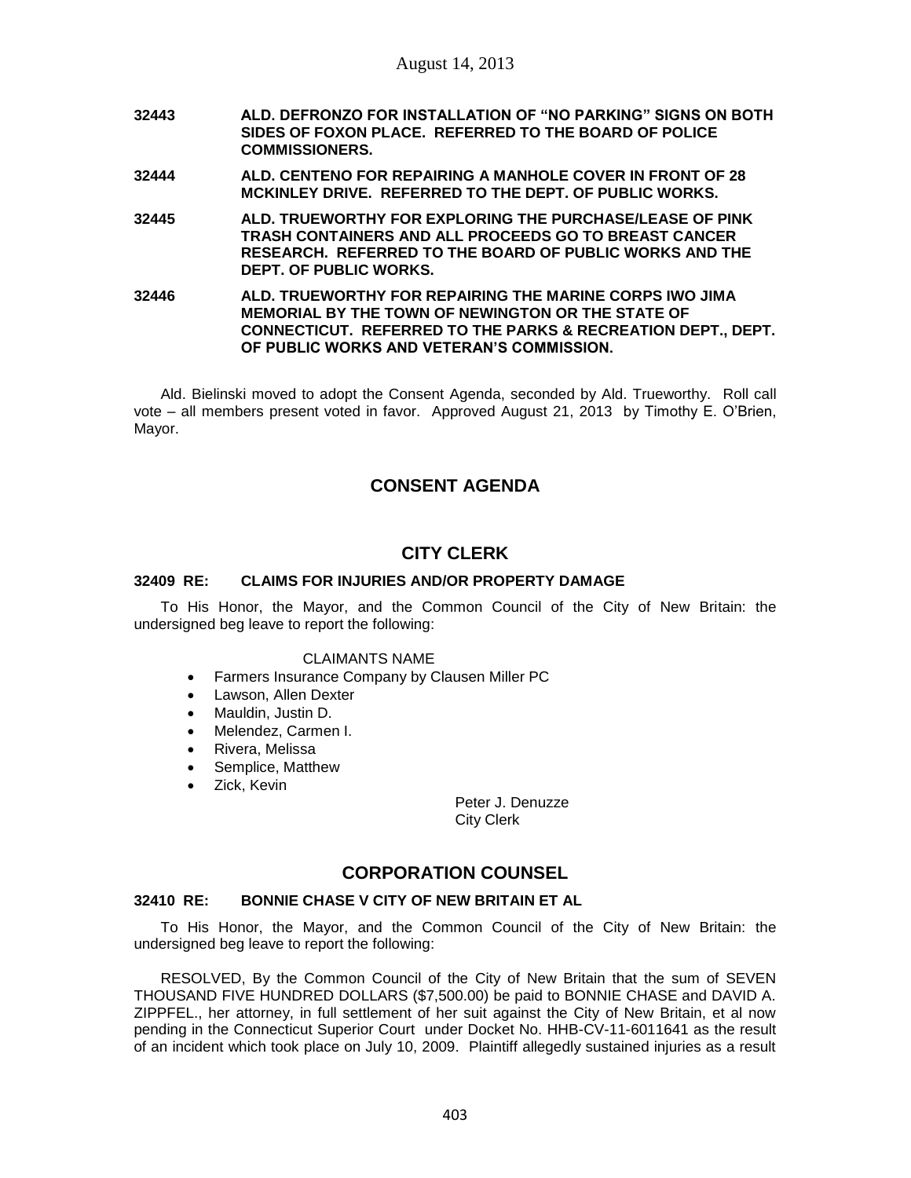**32443 ALD. DEFRONZO FOR INSTALLATION OF "NO PARKING" SIGNS ON BOTH SIDES OF FOXON PLACE. REFERRED TO THE BOARD OF POLICE COMMISSIONERS.**

**32444 ALD. CENTENO FOR REPAIRING A MANHOLE COVER IN FRONT OF 28 MCKINLEY DRIVE. REFERRED TO THE DEPT. OF PUBLIC WORKS.**

**32445 ALD. TRUEWORTHY FOR EXPLORING THE PURCHASE/LEASE OF PINK TRASH CONTAINERS AND ALL PROCEEDS GO TO BREAST CANCER RESEARCH. REFERRED TO THE BOARD OF PUBLIC WORKS AND THE DEPT. OF PUBLIC WORKS.**

**32446 ALD. TRUEWORTHY FOR REPAIRING THE MARINE CORPS IWO JIMA MEMORIAL BY THE TOWN OF NEWINGTON OR THE STATE OF CONNECTICUT. REFERRED TO THE PARKS & RECREATION DEPT., DEPT. OF PUBLIC WORKS AND VETERAN'S COMMISSION.**

Ald. Bielinski moved to adopt the Consent Agenda, seconded by Ald. Trueworthy. Roll call vote – all members present voted in favor. Approved August 21, 2013 by Timothy E. O'Brien, Mayor.

# CONSENT AGENDA

## CITY CLERK

### 32409 RE: CLAIMS FOR INJURIES AND/OR PROPERTY DAMAGE

To His Honor, the Mayor, and the Common Council of the City of New Britain: the undersigned beg leave to report the following:

CLAIMANTS NAME

- Farmers Insurance Company by Clausen Miller PC
- Lawson, Allen Dexter
- Mauldin, Justin D.
- Melendez, Carmen I.
- Rivera, Melissa
- Semplice, Matthew
- Zick, Kevin

Peter J. Denuzze
City Clerk

## CORPORATION COUNSEL

### 32410 RE: BONNIE CHASE V CITY OF NEW BRITAIN ET AL

To His Honor, the Mayor, and the Common Council of the City of New Britain: the undersigned beg leave to report the following:

RESOLVED, By the Common Council of the City of New Britain that the sum of SEVEN THOUSAND FIVE HUNDRED DOLLARS ($7,500.00) be paid to BONNIE CHASE and DAVID A. ZIPPFEL., her attorney, in full settlement of her suit against the City of New Britain, et al now pending in the Connecticut Superior Court under Docket No. HHB-CV-11-6011641 as the result of an incident which took place on July 10, 2009. Plaintiff allegedly sustained injuries as a result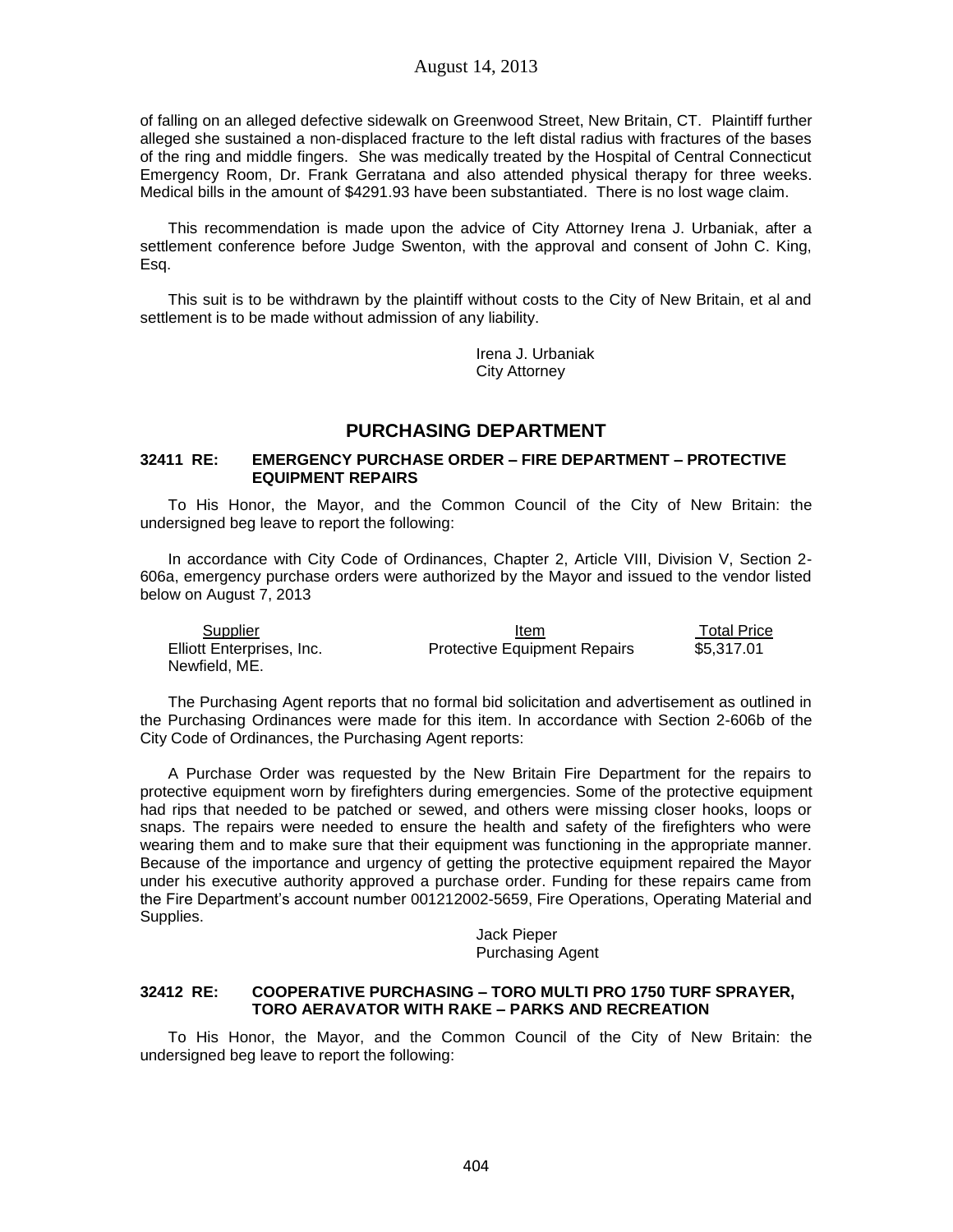of falling on an alleged defective sidewalk on Greenwood Street, New Britain, CT. Plaintiff further alleged she sustained a non-displaced fracture to the left distal radius with fractures of the bases of the ring and middle fingers. She was medically treated by the Hospital of Central Connecticut Emergency Room, Dr. Frank Gerratana and also attended physical therapy for three weeks. Medical bills in the amount of $4291.93 have been substantiated. There is no lost wage claim.

This recommendation is made upon the advice of City Attorney Irena J. Urbaniak, after a settlement conference before Judge Swenton, with the approval and consent of John C. King, Esq.

This suit is to be withdrawn by the plaintiff without costs to the City of New Britain, et al and settlement is to be made without admission of any liability.

Irena J. Urbaniak
City Attorney

## PURCHASING DEPARTMENT

### 32411 RE: EMERGENCY PURCHASE ORDER – FIRE DEPARTMENT – PROTECTIVE EQUIPMENT REPAIRS

To His Honor, the Mayor, and the Common Council of the City of New Britain: the undersigned beg leave to report the following:

In accordance with City Code of Ordinances, Chapter 2, Article VIII, Division V, Section 2-606a, emergency purchase orders were authorized by the Mayor and issued to the vendor listed below on August 7, 2013

| Supplier | Item | Total Price |
|---|---|---|
| Elliott Enterprises, Inc. Newfield, ME. | Protective Equipment Repairs | $5,317.01 |

The Purchasing Agent reports that no formal bid solicitation and advertisement as outlined in the Purchasing Ordinances were made for this item. In accordance with Section 2-606b of the City Code of Ordinances, the Purchasing Agent reports:

A Purchase Order was requested by the New Britain Fire Department for the repairs to protective equipment worn by firefighters during emergencies. Some of the protective equipment had rips that needed to be patched or sewed, and others were missing closer hooks, loops or snaps. The repairs were needed to ensure the health and safety of the firefighters who were wearing them and to make sure that their equipment was functioning in the appropriate manner. Because of the importance and urgency of getting the protective equipment repaired the Mayor under his executive authority approved a purchase order. Funding for these repairs came from the Fire Department's account number 001212002-5659, Fire Operations, Operating Material and Supplies.

Jack Pieper
Purchasing Agent

### 32412 RE: COOPERATIVE PURCHASING – TORO MULTI PRO 1750 TURF SPRAYER, TORO AERAVATOR WITH RAKE – PARKS AND RECREATION

To His Honor, the Mayor, and the Common Council of the City of New Britain: the undersigned beg leave to report the following: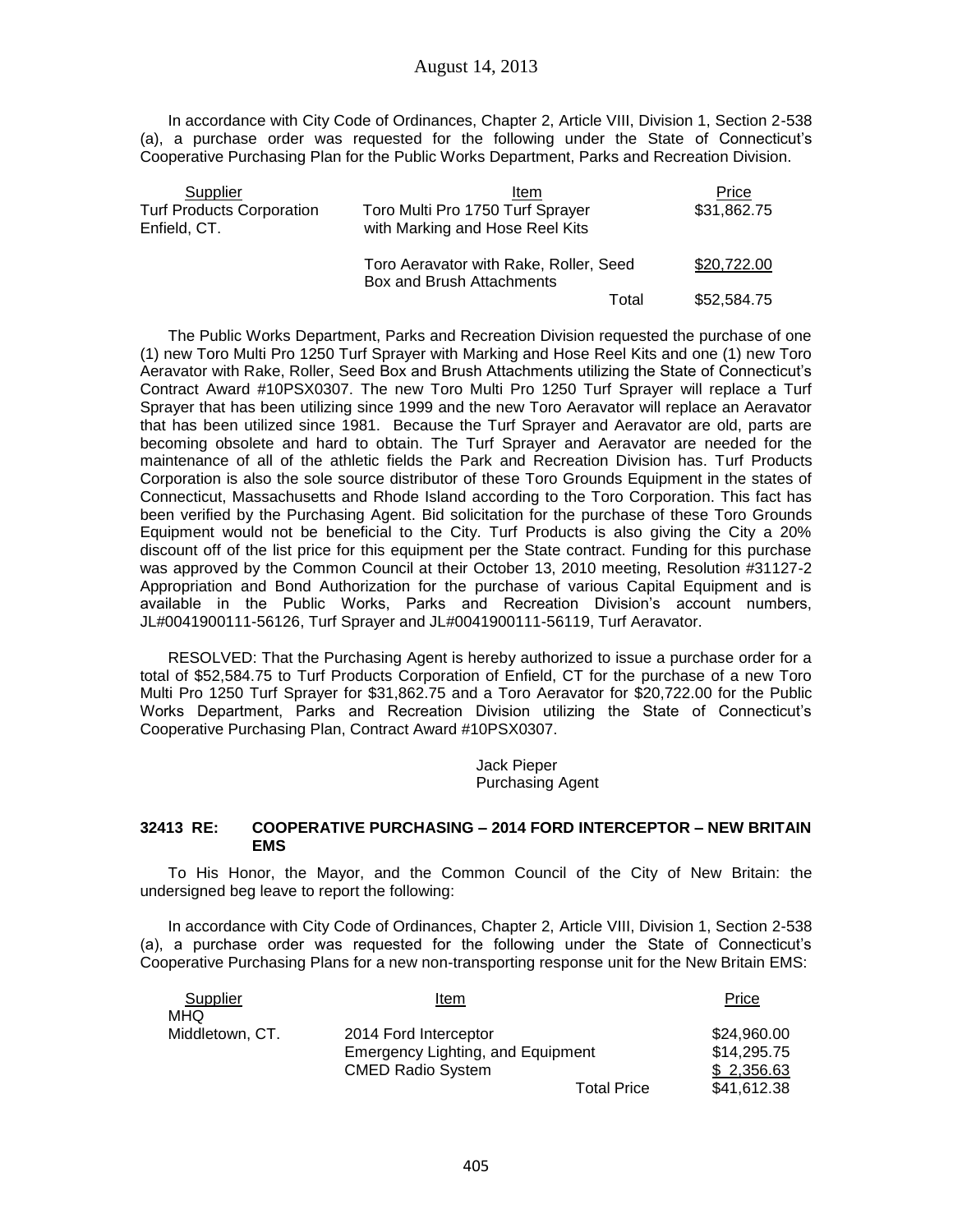In accordance with City Code of Ordinances, Chapter 2, Article VIII, Division 1, Section 2-538 (a), a purchase order was requested for the following under the State of Connecticut's Cooperative Purchasing Plan for the Public Works Department, Parks and Recreation Division.

| Supplier | Item | Price |
|---|---|---|
| Turf Products Corporation Enfield, CT. | Toro Multi Pro 1750 Turf Sprayer with Marking and Hose Reel Kits | \$31,862.75 |
| | Toro Aeravator with Rake, Roller, Seed Box and Brush Attachments | \$20,722.00 |
| | Total | \$52,584.75 |

The Public Works Department, Parks and Recreation Division requested the purchase of one (1) new Toro Multi Pro 1250 Turf Sprayer with Marking and Hose Reel Kits and one (1) new Toro Aeravator with Rake, Roller, Seed Box and Brush Attachments utilizing the State of Connecticut's Contract Award #10PSX0307. The new Toro Multi Pro 1250 Turf Sprayer will replace a Turf Sprayer that has been utilizing since 1999 and the new Toro Aeravator will replace an Aeravator that has been utilized since 1981. Because the Turf Sprayer and Aeravator are old, parts are becoming obsolete and hard to obtain. The Turf Sprayer and Aeravator are needed for the maintenance of all of the athletic fields the Park and Recreation Division has. Turf Products Corporation is also the sole source distributor of these Toro Grounds Equipment in the states of Connecticut, Massachusetts and Rhode Island according to the Toro Corporation. This fact has been verified by the Purchasing Agent. Bid solicitation for the purchase of these Toro Grounds Equipment would not be beneficial to the City. Turf Products is also giving the City a 20% discount off of the list price for this equipment per the State contract. Funding for this purchase was approved by the Common Council at their October 13, 2010 meeting, Resolution #31127-2 Appropriation and Bond Authorization for the purchase of various Capital Equipment and is available in the Public Works, Parks and Recreation Division's account numbers, JL#0041900111-56126, Turf Sprayer and JL#0041900111-56119, Turf Aeravator.

RESOLVED: That the Purchasing Agent is hereby authorized to issue a purchase order for a total of \$52,584.75 to Turf Products Corporation of Enfield, CT for the purchase of a new Toro Multi Pro 1250 Turf Sprayer for \$31,862.75 and a Toro Aeravator for \$20,722.00 for the Public Works Department, Parks and Recreation Division utilizing the State of Connecticut's Cooperative Purchasing Plan, Contract Award #10PSX0307.

Jack Pieper
Purchasing Agent

### 32413 RE: COOPERATIVE PURCHASING – 2014 FORD INTERCEPTOR – NEW BRITAIN EMS

To His Honor, the Mayor, and the Common Council of the City of New Britain: the undersigned beg leave to report the following:

In accordance with City Code of Ordinances, Chapter 2, Article VIII, Division 1, Section 2-538 (a), a purchase order was requested for the following under the State of Connecticut's Cooperative Purchasing Plans for a new non-transporting response unit for the New Britain EMS:

| Supplier | Item | Price |
|---|---|---|
| MHQ Middletown, CT. | 2014 Ford Interceptor | \$24,960.00 |
| | Emergency Lighting, and Equipment | \$14,295.75 |
| | CMED Radio System | \$ 2,356.63 |
| | Total Price | \$41,612.38 |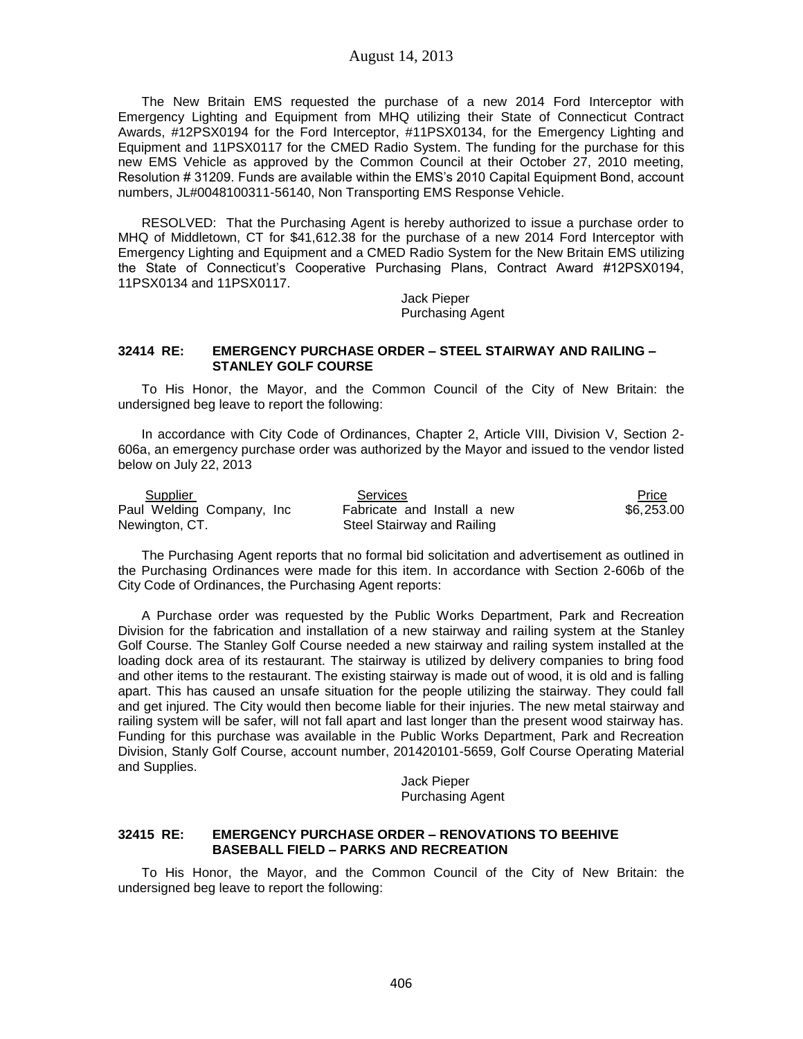The New Britain EMS requested the purchase of a new 2014 Ford Interceptor with Emergency Lighting and Equipment from MHQ utilizing their State of Connecticut Contract Awards, #12PSX0194 for the Ford Interceptor, #11PSX0134, for the Emergency Lighting and Equipment and 11PSX0117 for the CMED Radio System. The funding for the purchase for this new EMS Vehicle as approved by the Common Council at their October 27, 2010 meeting, Resolution # 31209. Funds are available within the EMS's 2010 Capital Equipment Bond, account numbers, JL#0048100311-56140, Non Transporting EMS Response Vehicle.

RESOLVED: That the Purchasing Agent is hereby authorized to issue a purchase order to MHQ of Middletown, CT for $41,612.38 for the purchase of a new 2014 Ford Interceptor with Emergency Lighting and Equipment and a CMED Radio System for the New Britain EMS utilizing the State of Connecticut's Cooperative Purchasing Plans, Contract Award #12PSX0194, 11PSX0134 and 11PSX0117.

Jack Pieper
Purchasing Agent

#### 32414 RE: EMERGENCY PURCHASE ORDER – STEEL STAIRWAY AND RAILING – STANLEY GOLF COURSE

To His Honor, the Mayor, and the Common Council of the City of New Britain: the undersigned beg leave to report the following:

In accordance with City Code of Ordinances, Chapter 2, Article VIII, Division V, Section 2-606a, an emergency purchase order was authorized by the Mayor and issued to the vendor listed below on July 22, 2013

| Supplier | Services | Price |
|---|---|---|
| Paul Welding Company, Inc Newington, CT. | Fabricate and Install a new Steel Stairway and Railing | $6,253.00 |

The Purchasing Agent reports that no formal bid solicitation and advertisement as outlined in the Purchasing Ordinances were made for this item. In accordance with Section 2-606b of the City Code of Ordinances, the Purchasing Agent reports:

A Purchase order was requested by the Public Works Department, Park and Recreation Division for the fabrication and installation of a new stairway and railing system at the Stanley Golf Course. The Stanley Golf Course needed a new stairway and railing system installed at the loading dock area of its restaurant. The stairway is utilized by delivery companies to bring food and other items to the restaurant. The existing stairway is made out of wood, it is old and is falling apart. This has caused an unsafe situation for the people utilizing the stairway. They could fall and get injured. The City would then become liable for their injuries. The new metal stairway and railing system will be safer, will not fall apart and last longer than the present wood stairway has. Funding for this purchase was available in the Public Works Department, Park and Recreation Division, Stanly Golf Course, account number, 201420101-5659, Golf Course Operating Material and Supplies.

Jack Pieper
Purchasing Agent

#### 32415 RE: EMERGENCY PURCHASE ORDER – RENOVATIONS TO BEEHIVE BASEBALL FIELD – PARKS AND RECREATION

To His Honor, the Mayor, and the Common Council of the City of New Britain: the undersigned beg leave to report the following: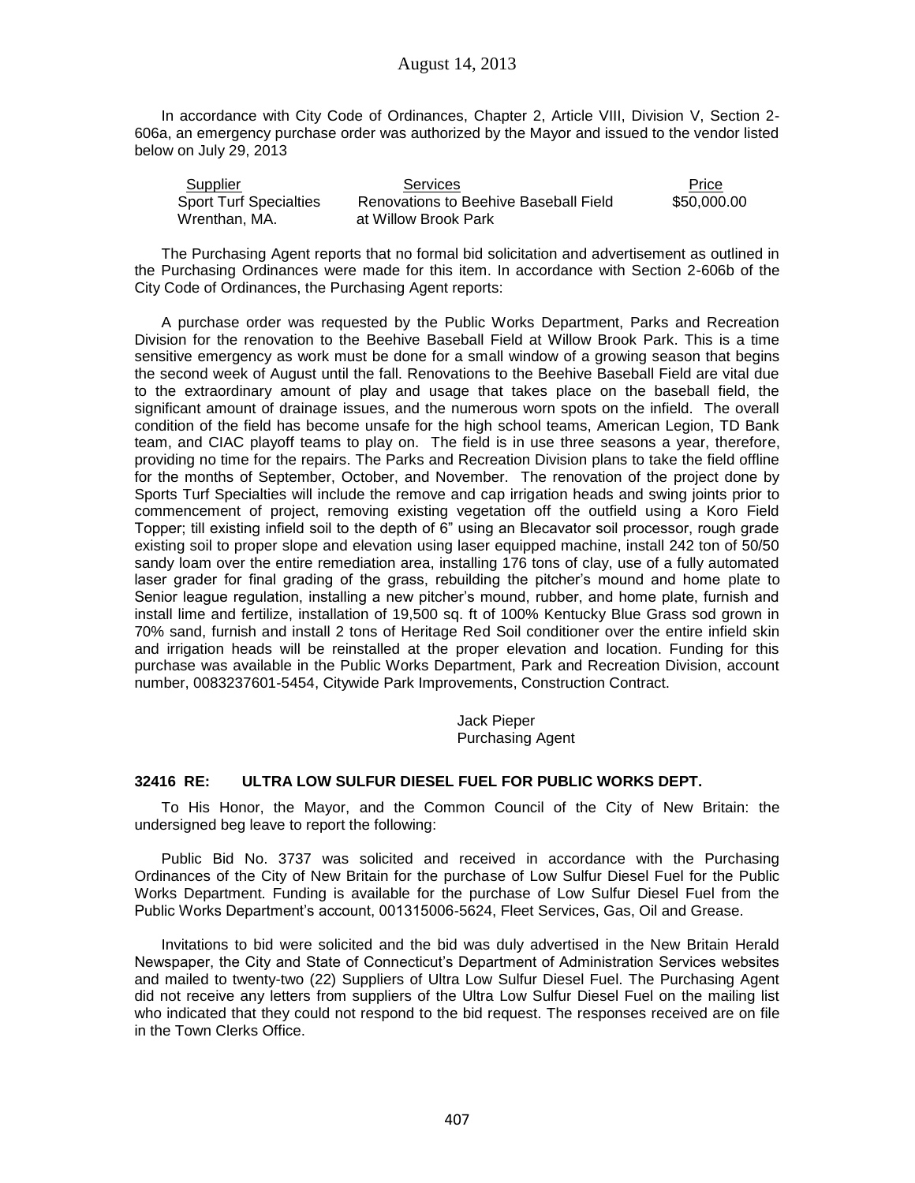In accordance with City Code of Ordinances, Chapter 2, Article VIII, Division V, Section 2-606a, an emergency purchase order was authorized by the Mayor and issued to the vendor listed below on July 29, 2013

| Supplier | Services | Price |
|---|---|---|
| Sport Turf Specialties Wrenthan, MA. | Renovations to Beehive Baseball Field at Willow Brook Park | $50,000.00 |

The Purchasing Agent reports that no formal bid solicitation and advertisement as outlined in the Purchasing Ordinances were made for this item. In accordance with Section 2-606b of the City Code of Ordinances, the Purchasing Agent reports:

A purchase order was requested by the Public Works Department, Parks and Recreation Division for the renovation to the Beehive Baseball Field at Willow Brook Park. This is a time sensitive emergency as work must be done for a small window of a growing season that begins the second week of August until the fall. Renovations to the Beehive Baseball Field are vital due to the extraordinary amount of play and usage that takes place on the baseball field, the significant amount of drainage issues, and the numerous worn spots on the infield. The overall condition of the field has become unsafe for the high school teams, American Legion, TD Bank team, and CIAC playoff teams to play on. The field is in use three seasons a year, therefore, providing no time for the repairs. The Parks and Recreation Division plans to take the field offline for the months of September, October, and November. The renovation of the project done by Sports Turf Specialties will include the remove and cap irrigation heads and swing joints prior to commencement of project, removing existing vegetation off the outfield using a Koro Field Topper; till existing infield soil to the depth of 6" using an Blecavator soil processor, rough grade existing soil to proper slope and elevation using laser equipped machine, install 242 ton of 50/50 sandy loam over the entire remediation area, installing 176 tons of clay, use of a fully automated laser grader for final grading of the grass, rebuilding the pitcher's mound and home plate to Senior league regulation, installing a new pitcher's mound, rubber, and home plate, furnish and install lime and fertilize, installation of 19,500 sq. ft of 100% Kentucky Blue Grass sod grown in 70% sand, furnish and install 2 tons of Heritage Red Soil conditioner over the entire infield skin and irrigation heads will be reinstalled at the proper elevation and location. Funding for this purchase was available in the Public Works Department, Park and Recreation Division, account number, 0083237601-5454, Citywide Park Improvements, Construction Contract.

Jack Pieper
Purchasing Agent

### 32416 RE: ULTRA LOW SULFUR DIESEL FUEL FOR PUBLIC WORKS DEPT.

To His Honor, the Mayor, and the Common Council of the City of New Britain: the undersigned beg leave to report the following:

Public Bid No. 3737 was solicited and received in accordance with the Purchasing Ordinances of the City of New Britain for the purchase of Low Sulfur Diesel Fuel for the Public Works Department. Funding is available for the purchase of Low Sulfur Diesel Fuel from the Public Works Department's account, 001315006-5624, Fleet Services, Gas, Oil and Grease.

Invitations to bid were solicited and the bid was duly advertised in the New Britain Herald Newspaper, the City and State of Connecticut's Department of Administration Services websites and mailed to twenty-two (22) Suppliers of Ultra Low Sulfur Diesel Fuel. The Purchasing Agent did not receive any letters from suppliers of the Ultra Low Sulfur Diesel Fuel on the mailing list who indicated that they could not respond to the bid request. The responses received are on file in the Town Clerks Office.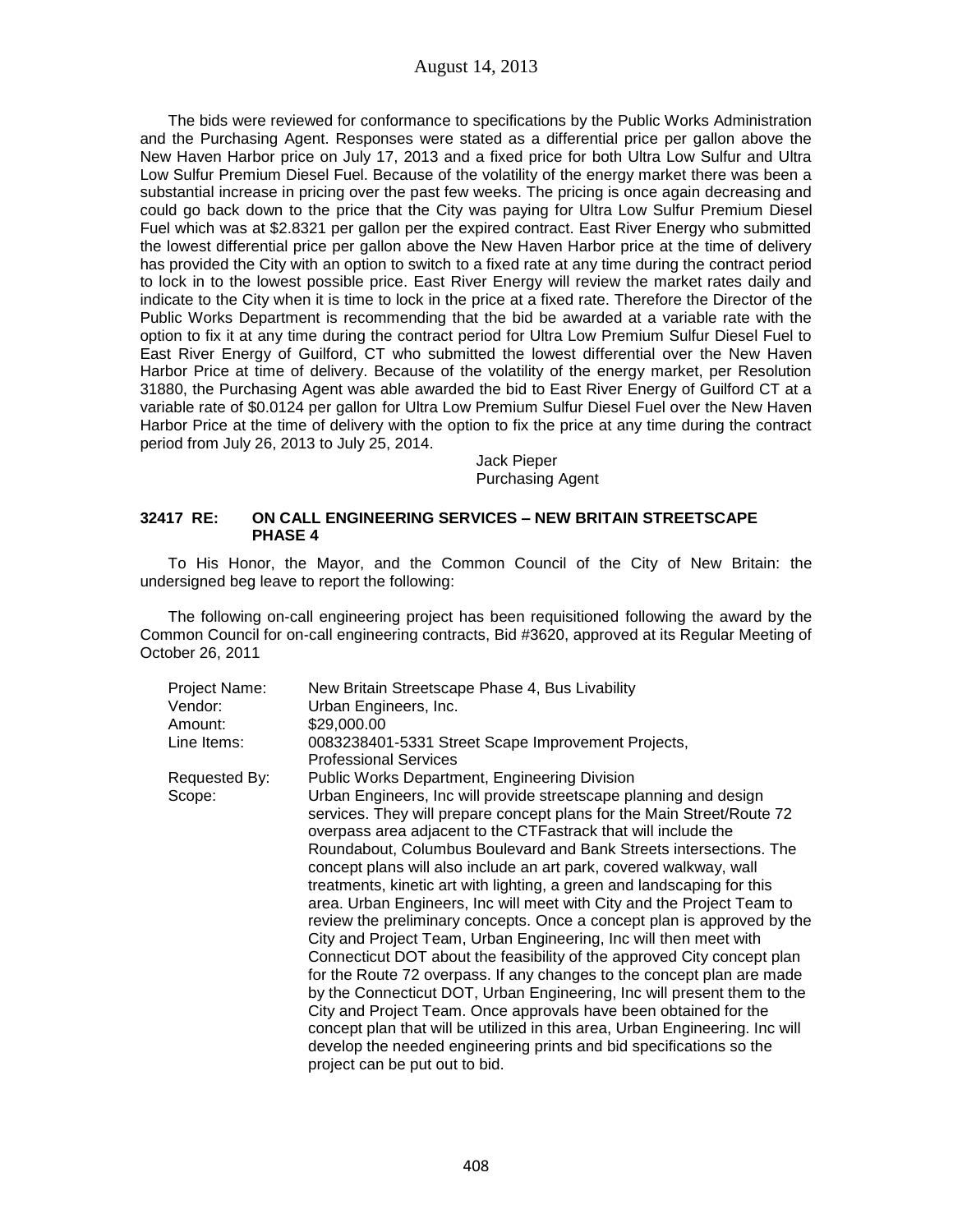The bids were reviewed for conformance to specifications by the Public Works Administration and the Purchasing Agent. Responses were stated as a differential price per gallon above the New Haven Harbor price on July 17, 2013 and a fixed price for both Ultra Low Sulfur and Ultra Low Sulfur Premium Diesel Fuel. Because of the volatility of the energy market there was been a substantial increase in pricing over the past few weeks. The pricing is once again decreasing and could go back down to the price that the City was paying for Ultra Low Sulfur Premium Diesel Fuel which was at $2.8321 per gallon per the expired contract. East River Energy who submitted the lowest differential price per gallon above the New Haven Harbor price at the time of delivery has provided the City with an option to switch to a fixed rate at any time during the contract period to lock in to the lowest possible price. East River Energy will review the market rates daily and indicate to the City when it is time to lock in the price at a fixed rate. Therefore the Director of the Public Works Department is recommending that the bid be awarded at a variable rate with the option to fix it at any time during the contract period for Ultra Low Premium Sulfur Diesel Fuel to East River Energy of Guilford, CT who submitted the lowest differential over the New Haven Harbor Price at time of delivery. Because of the volatility of the energy market, per Resolution 31880, the Purchasing Agent was able awarded the bid to East River Energy of Guilford CT at a variable rate of $0.0124 per gallon for Ultra Low Premium Sulfur Diesel Fuel over the New Haven Harbor Price at the time of delivery with the option to fix the price at any time during the contract period from July 26, 2013 to July 25, 2014.

Jack Pieper
Purchasing Agent

### 32417 RE: ON CALL ENGINEERING SERVICES – NEW BRITAIN STREETSCAPE PHASE 4

To His Honor, the Mayor, and the Common Council of the City of New Britain: the undersigned beg leave to report the following:

The following on-call engineering project has been requisitioned following the award by the Common Council for on-call engineering contracts, Bid #3620, approved at its Regular Meeting of October 26, 2011

| | |
|---|---|
| Project Name: | New Britain Streetscape Phase 4, Bus Livability |
| Vendor: | Urban Engineers, Inc. |
| Amount: | $29,000.00 |
| Line Items: | 0083238401-5331 Street Scape Improvement Projects, Professional Services |
| Requested By: | Public Works Department, Engineering Division |
| Scope: | Urban Engineers, Inc will provide streetscape planning and design services. They will prepare concept plans for the Main Street/Route 72 overpass area adjacent to the CTFastrack that will include the Roundabout, Columbus Boulevard and Bank Streets intersections. The concept plans will also include an art park, covered walkway, wall treatments, kinetic art with lighting, a green and landscaping for this area. Urban Engineers, Inc will meet with City and the Project Team to review the preliminary concepts. Once a concept plan is approved by the City and Project Team, Urban Engineering, Inc will then meet with Connecticut DOT about the feasibility of the approved City concept plan for the Route 72 overpass. If any changes to the concept plan are made by the Connecticut DOT, Urban Engineering, Inc will present them to the City and Project Team. Once approvals have been obtained for the concept plan that will be utilized in this area, Urban Engineering. Inc will develop the needed engineering prints and bid specifications so the project can be put out to bid. |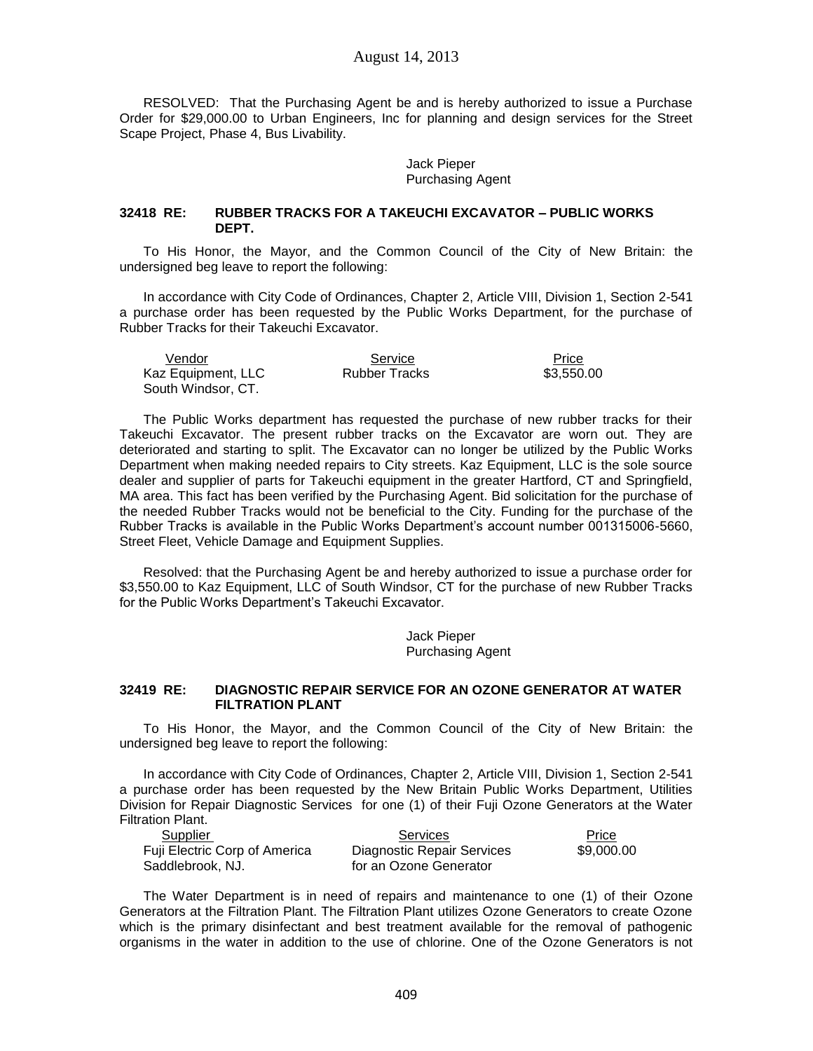RESOLVED: That the Purchasing Agent be and is hereby authorized to issue a Purchase Order for $29,000.00 to Urban Engineers, Inc for planning and design services for the Street Scape Project, Phase 4, Bus Livability.

Jack Pieper
Purchasing Agent

### 32418 RE: RUBBER TRACKS FOR A TAKEUCHI EXCAVATOR – PUBLIC WORKS DEPT.

To His Honor, the Mayor, and the Common Council of the City of New Britain: the undersigned beg leave to report the following:

In accordance with City Code of Ordinances, Chapter 2, Article VIII, Division 1, Section 2-541 a purchase order has been requested by the Public Works Department, for the purchase of Rubber Tracks for their Takeuchi Excavator.

| Vendor | Service | Price |
|---|---|---|
| Kaz Equipment, LLC<br>South Windsor, CT. | Rubber Tracks | $3,550.00 |

The Public Works department has requested the purchase of new rubber tracks for their Takeuchi Excavator. The present rubber tracks on the Excavator are worn out. They are deteriorated and starting to split. The Excavator can no longer be utilized by the Public Works Department when making needed repairs to City streets. Kaz Equipment, LLC is the sole source dealer and supplier of parts for Takeuchi equipment in the greater Hartford, CT and Springfield, MA area. This fact has been verified by the Purchasing Agent. Bid solicitation for the purchase of the needed Rubber Tracks would not be beneficial to the City. Funding for the purchase of the Rubber Tracks is available in the Public Works Department's account number 001315006-5660, Street Fleet, Vehicle Damage and Equipment Supplies.

Resolved: that the Purchasing Agent be and hereby authorized to issue a purchase order for $3,550.00 to Kaz Equipment, LLC of South Windsor, CT for the purchase of new Rubber Tracks for the Public Works Department's Takeuchi Excavator.

Jack Pieper
Purchasing Agent

### 32419 RE: DIAGNOSTIC REPAIR SERVICE FOR AN OZONE GENERATOR AT WATER FILTRATION PLANT

To His Honor, the Mayor, and the Common Council of the City of New Britain: the undersigned beg leave to report the following:

In accordance with City Code of Ordinances, Chapter 2, Article VIII, Division 1, Section 2-541 a purchase order has been requested by the New Britain Public Works Department, Utilities Division for Repair Diagnostic Services for one (1) of their Fuji Ozone Generators at the Water Filtration Plant.

| Supplier | Services | Price |
|---|---|---|
| Fuji Electric Corp of America<br>Saddlebrook, NJ. | Diagnostic Repair Services<br>for an Ozone Generator | $9,000.00 |

The Water Department is in need of repairs and maintenance to one (1) of their Ozone Generators at the Filtration Plant. The Filtration Plant utilizes Ozone Generators to create Ozone which is the primary disinfectant and best treatment available for the removal of pathogenic organisms in the water in addition to the use of chlorine. One of the Ozone Generators is not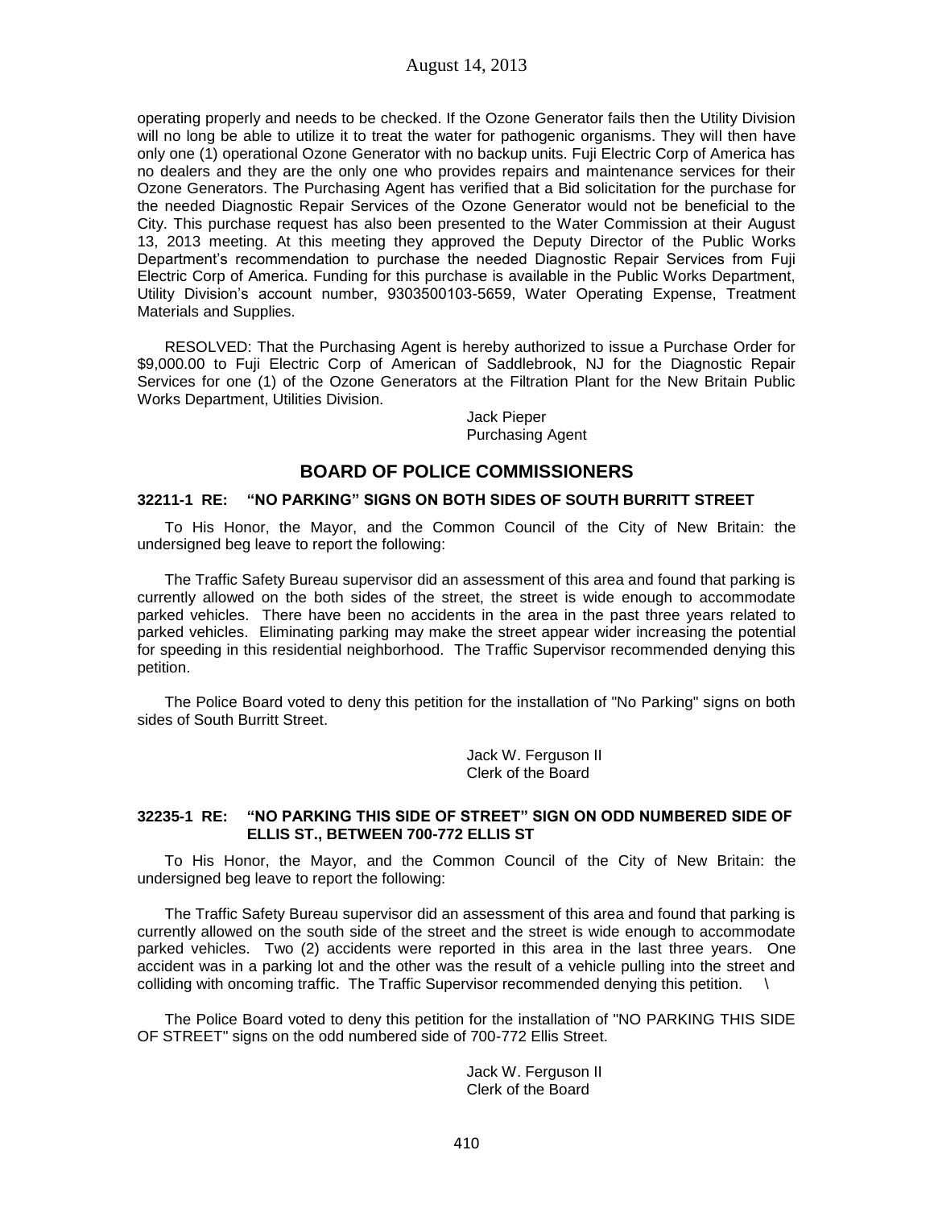operating properly and needs to be checked. If the Ozone Generator fails then the Utility Division will no long be able to utilize it to treat the water for pathogenic organisms. They will then have only one (1) operational Ozone Generator with no backup units. Fuji Electric Corp of America has no dealers and they are the only one who provides repairs and maintenance services for their Ozone Generators. The Purchasing Agent has verified that a Bid solicitation for the purchase for the needed Diagnostic Repair Services of the Ozone Generator would not be beneficial to the City. This purchase request has also been presented to the Water Commission at their August 13, 2013 meeting. At this meeting they approved the Deputy Director of the Public Works Department's recommendation to purchase the needed Diagnostic Repair Services from Fuji Electric Corp of America. Funding for this purchase is available in the Public Works Department, Utility Division's account number, 9303500103-5659, Water Operating Expense, Treatment Materials and Supplies.

RESOLVED: That the Purchasing Agent is hereby authorized to issue a Purchase Order for $9,000.00 to Fuji Electric Corp of American of Saddlebrook, NJ for the Diagnostic Repair Services for one (1) of the Ozone Generators at the Filtration Plant for the New Britain Public Works Department, Utilities Division.

Jack Pieper
Purchasing Agent

## BOARD OF POLICE COMMISSIONERS

### 32211-1 RE: "NO PARKING" SIGNS ON BOTH SIDES OF SOUTH BURRITT STREET

To His Honor, the Mayor, and the Common Council of the City of New Britain: the undersigned beg leave to report the following:

The Traffic Safety Bureau supervisor did an assessment of this area and found that parking is currently allowed on the both sides of the street, the street is wide enough to accommodate parked vehicles. There have been no accidents in the area in the past three years related to parked vehicles. Eliminating parking may make the street appear wider increasing the potential for speeding in this residential neighborhood. The Traffic Supervisor recommended denying this petition.

The Police Board voted to deny this petition for the installation of "No Parking" signs on both sides of South Burritt Street.

Jack W. Ferguson II
Clerk of the Board

### 32235-1 RE: "NO PARKING THIS SIDE OF STREET" SIGN ON ODD NUMBERED SIDE OF ELLIS ST., BETWEEN 700-772 ELLIS ST

To His Honor, the Mayor, and the Common Council of the City of New Britain: the undersigned beg leave to report the following:

The Traffic Safety Bureau supervisor did an assessment of this area and found that parking is currently allowed on the south side of the street and the street is wide enough to accommodate parked vehicles. Two (2) accidents were reported in this area in the last three years. One accident was in a parking lot and the other was the result of a vehicle pulling into the street and colliding with oncoming traffic. The Traffic Supervisor recommended denying this petition. \

The Police Board voted to deny this petition for the installation of "NO PARKING THIS SIDE OF STREET" signs on the odd numbered side of 700-772 Ellis Street.

Jack W. Ferguson II
Clerk of the Board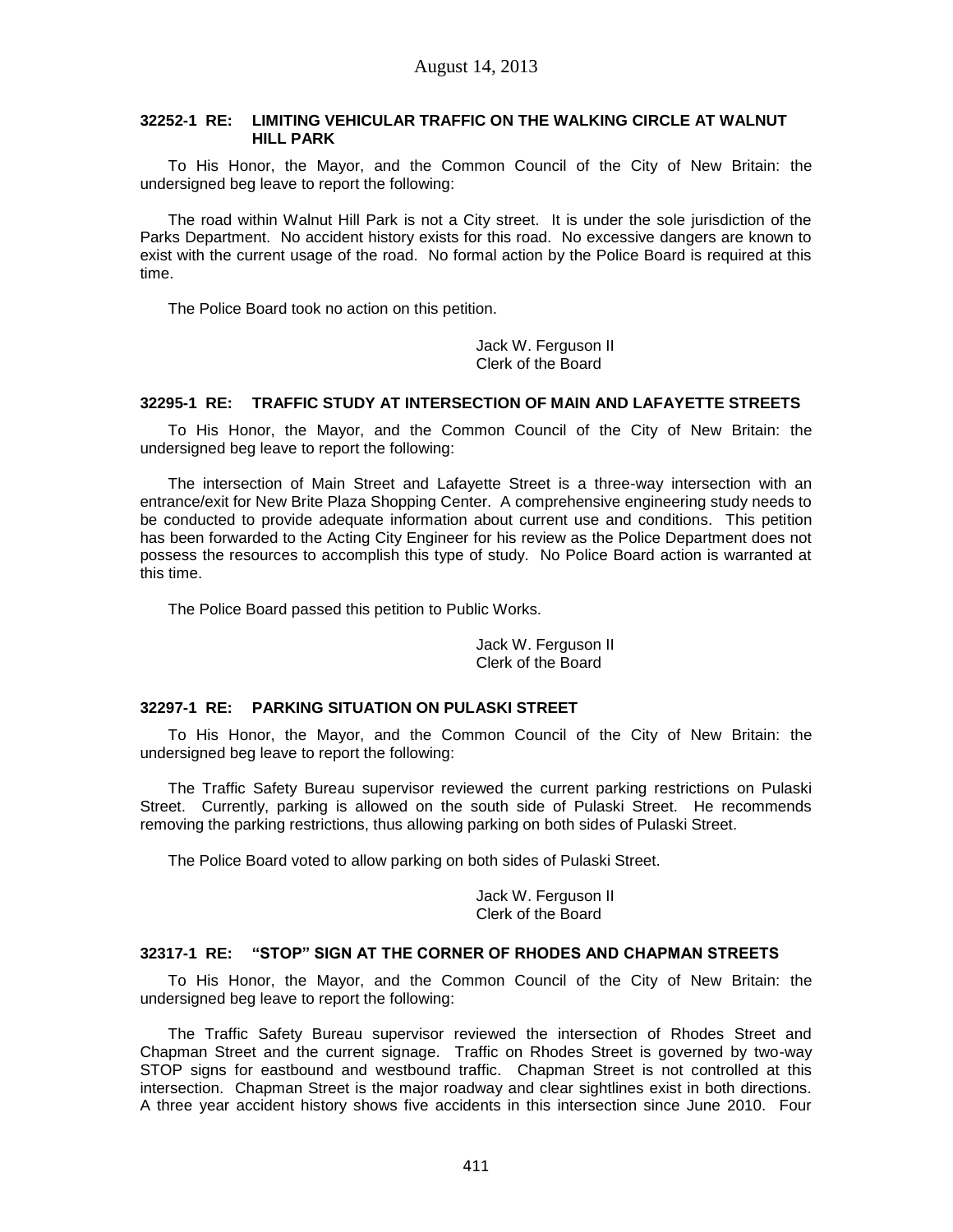#### 32252-1 RE: LIMITING VEHICULAR TRAFFIC ON THE WALKING CIRCLE AT WALNUT HILL PARK

To His Honor, the Mayor, and the Common Council of the City of New Britain: the undersigned beg leave to report the following:

The road within Walnut Hill Park is not a City street. It is under the sole jurisdiction of the Parks Department. No accident history exists for this road. No excessive dangers are known to exist with the current usage of the road. No formal action by the Police Board is required at this time.

The Police Board took no action on this petition.

Jack W. Ferguson II
Clerk of the Board

#### 32295-1 RE: TRAFFIC STUDY AT INTERSECTION OF MAIN AND LAFAYETTE STREETS

To His Honor, the Mayor, and the Common Council of the City of New Britain: the undersigned beg leave to report the following:

The intersection of Main Street and Lafayette Street is a three-way intersection with an entrance/exit for New Brite Plaza Shopping Center. A comprehensive engineering study needs to be conducted to provide adequate information about current use and conditions. This petition has been forwarded to the Acting City Engineer for his review as the Police Department does not possess the resources to accomplish this type of study. No Police Board action is warranted at this time.

The Police Board passed this petition to Public Works.

Jack W. Ferguson II
Clerk of the Board

#### 32297-1 RE: PARKING SITUATION ON PULASKI STREET

To His Honor, the Mayor, and the Common Council of the City of New Britain: the undersigned beg leave to report the following:

The Traffic Safety Bureau supervisor reviewed the current parking restrictions on Pulaski Street. Currently, parking is allowed on the south side of Pulaski Street. He recommends removing the parking restrictions, thus allowing parking on both sides of Pulaski Street.

The Police Board voted to allow parking on both sides of Pulaski Street.

Jack W. Ferguson II
Clerk of the Board

#### 32317-1 RE: "STOP" SIGN AT THE CORNER OF RHODES AND CHAPMAN STREETS

To His Honor, the Mayor, and the Common Council of the City of New Britain: the undersigned beg leave to report the following:

The Traffic Safety Bureau supervisor reviewed the intersection of Rhodes Street and Chapman Street and the current signage. Traffic on Rhodes Street is governed by two-way STOP signs for eastbound and westbound traffic. Chapman Street is not controlled at this intersection. Chapman Street is the major roadway and clear sightlines exist in both directions. A three year accident history shows five accidents in this intersection since June 2010. Four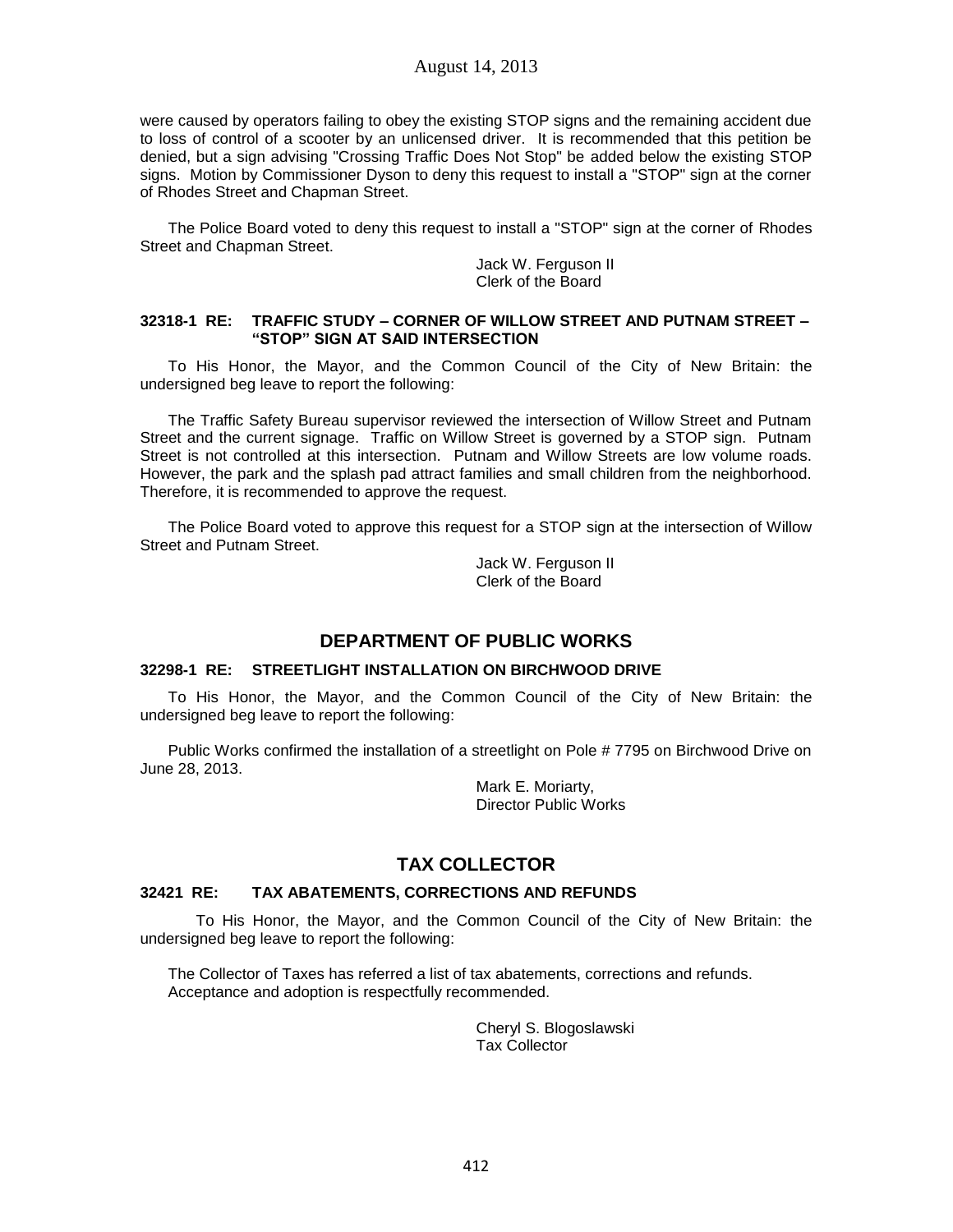were caused by operators failing to obey the existing STOP signs and the remaining accident due to loss of control of a scooter by an unlicensed driver. It is recommended that this petition be denied, but a sign advising "Crossing Traffic Does Not Stop" be added below the existing STOP signs. Motion by Commissioner Dyson to deny this request to install a "STOP" sign at the corner of Rhodes Street and Chapman Street.

The Police Board voted to deny this request to install a "STOP" sign at the corner of Rhodes Street and Chapman Street.

Jack W. Ferguson II
Clerk of the Board

#### 32318-1 RE: TRAFFIC STUDY – CORNER OF WILLOW STREET AND PUTNAM STREET – "STOP" SIGN AT SAID INTERSECTION

To His Honor, the Mayor, and the Common Council of the City of New Britain: the undersigned beg leave to report the following:

The Traffic Safety Bureau supervisor reviewed the intersection of Willow Street and Putnam Street and the current signage. Traffic on Willow Street is governed by a STOP sign. Putnam Street is not controlled at this intersection. Putnam and Willow Streets are low volume roads. However, the park and the splash pad attract families and small children from the neighborhood. Therefore, it is recommended to approve the request.

The Police Board voted to approve this request for a STOP sign at the intersection of Willow Street and Putnam Street.

Jack W. Ferguson II
Clerk of the Board

## DEPARTMENT OF PUBLIC WORKS

#### 32298-1 RE: STREETLIGHT INSTALLATION ON BIRCHWOOD DRIVE

To His Honor, the Mayor, and the Common Council of the City of New Britain: the undersigned beg leave to report the following:

Public Works confirmed the installation of a streetlight on Pole # 7795 on Birchwood Drive on June 28, 2013.

Mark E. Moriarty,
Director Public Works

## TAX COLLECTOR

#### 32421 RE: TAX ABATEMENTS, CORRECTIONS AND REFUNDS

To His Honor, the Mayor, and the Common Council of the City of New Britain: the undersigned beg leave to report the following:

The Collector of Taxes has referred a list of tax abatements, corrections and refunds. Acceptance and adoption is respectfully recommended.

Cheryl S. Blogoslawski
Tax Collector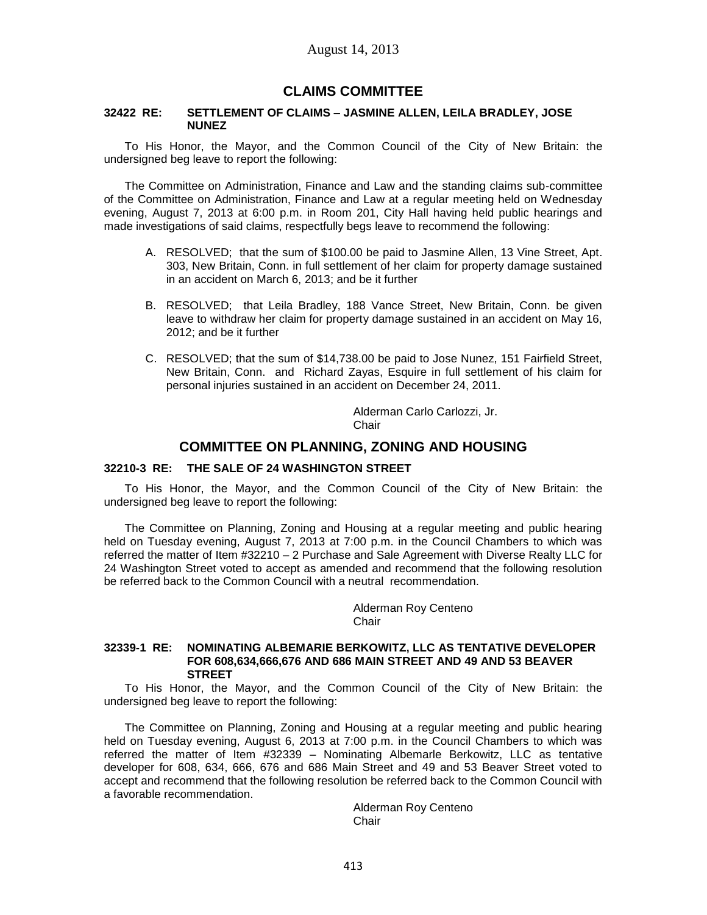August 14, 2013

## CLAIMS COMMITTEE

### 32422 RE: SETTLEMENT OF CLAIMS – JASMINE ALLEN, LEILA BRADLEY, JOSE NUNEZ

To His Honor, the Mayor, and the Common Council of the City of New Britain: the undersigned beg leave to report the following:

The Committee on Administration, Finance and Law and the standing claims sub-committee of the Committee on Administration, Finance and Law at a regular meeting held on Wednesday evening, August 7, 2013 at 6:00 p.m. in Room 201, City Hall having held public hearings and made investigations of said claims, respectfully begs leave to recommend the following:

A. RESOLVED; that the sum of $100.00 be paid to Jasmine Allen, 13 Vine Street, Apt. 303, New Britain, Conn. in full settlement of her claim for property damage sustained in an accident on March 6, 2013; and be it further

B. RESOLVED; that Leila Bradley, 188 Vance Street, New Britain, Conn. be given leave to withdraw her claim for property damage sustained in an accident on May 16, 2012; and be it further

C. RESOLVED; that the sum of $14,738.00 be paid to Jose Nunez, 151 Fairfield Street, New Britain, Conn. and Richard Zayas, Esquire in full settlement of his claim for personal injuries sustained in an accident on December 24, 2011.

Alderman Carlo Carlozzi, Jr.
Chair

## COMMITTEE ON PLANNING, ZONING AND HOUSING

### 32210-3 RE: THE SALE OF 24 WASHINGTON STREET

To His Honor, the Mayor, and the Common Council of the City of New Britain: the undersigned beg leave to report the following:

The Committee on Planning, Zoning and Housing at a regular meeting and public hearing held on Tuesday evening, August 7, 2013 at 7:00 p.m. in the Council Chambers to which was referred the matter of Item #32210 – 2 Purchase and Sale Agreement with Diverse Realty LLC for 24 Washington Street voted to accept as amended and recommend that the following resolution be referred back to the Common Council with a neutral recommendation.

Alderman Roy Centeno
Chair

### 32339-1 RE: NOMINATING ALBEMARIE BERKOWITZ, LLC AS TENTATIVE DEVELOPER FOR 608,634,666,676 AND 686 MAIN STREET AND 49 AND 53 BEAVER STREET

To His Honor, the Mayor, and the Common Council of the City of New Britain: the undersigned beg leave to report the following:

The Committee on Planning, Zoning and Housing at a regular meeting and public hearing held on Tuesday evening, August 6, 2013 at 7:00 p.m. in the Council Chambers to which was referred the matter of Item #32339 – Nominating Albemarle Berkowitz, LLC as tentative developer for 608, 634, 666, 676 and 686 Main Street and 49 and 53 Beaver Street voted to accept and recommend that the following resolution be referred back to the Common Council with a favorable recommendation.

Alderman Roy Centeno
Chair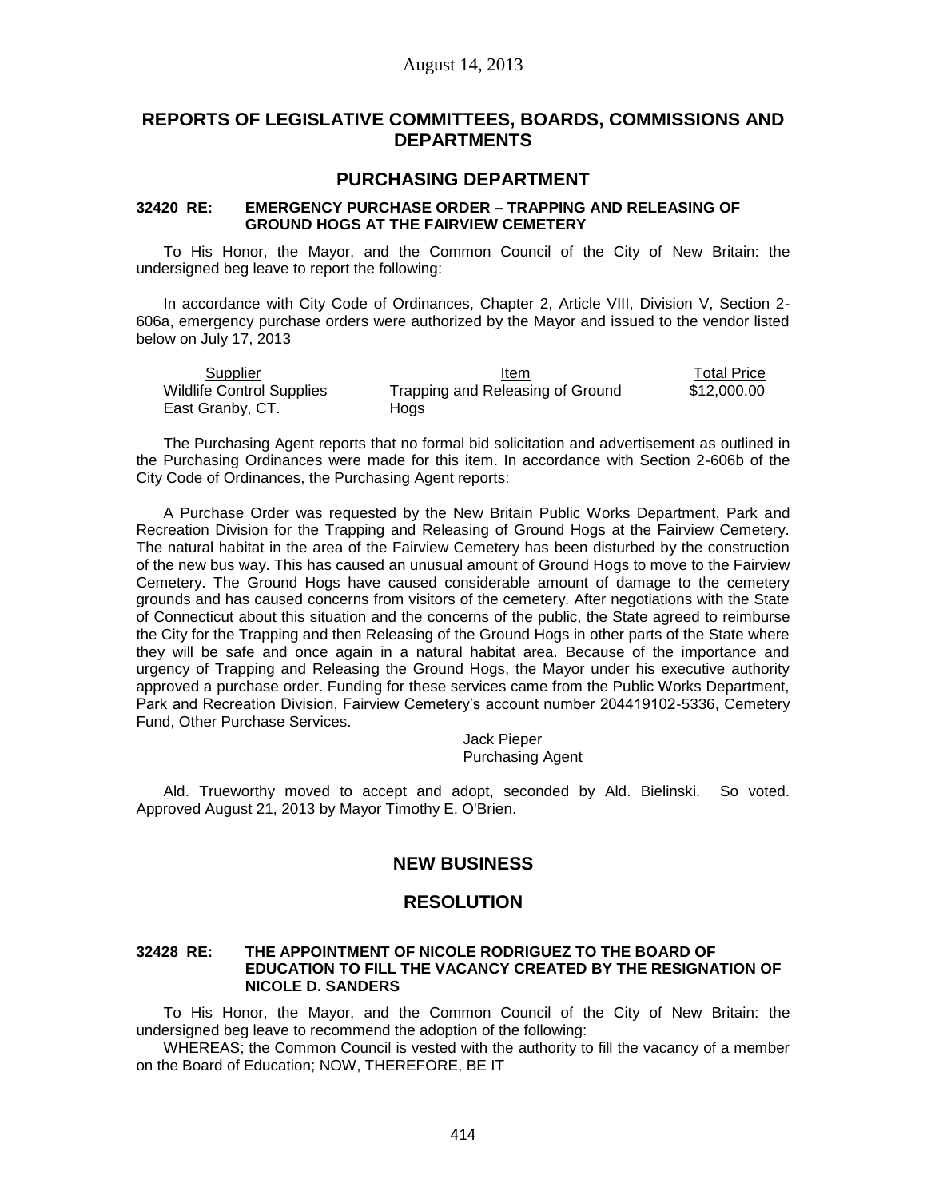## REPORTS OF LEGISLATIVE COMMITTEES, BOARDS, COMMISSIONS AND DEPARTMENTS

## PURCHASING DEPARTMENT

**32420 RE: EMERGENCY PURCHASE ORDER – TRAPPING AND RELEASING OF GROUND HOGS AT THE FAIRVIEW CEMETERY**

To His Honor, the Mayor, and the Common Council of the City of New Britain: the undersigned beg leave to report the following:

In accordance with City Code of Ordinances, Chapter 2, Article VIII, Division V, Section 2-606a, emergency purchase orders were authorized by the Mayor and issued to the vendor listed below on July 17, 2013

| Supplier | Item | Total Price |
|---|---|---|
| Wildlife Control Supplies East Granby, CT. | Trapping and Releasing of Ground Hogs | \$12,000.00 |

The Purchasing Agent reports that no formal bid solicitation and advertisement as outlined in the Purchasing Ordinances were made for this item. In accordance with Section 2-606b of the City Code of Ordinances, the Purchasing Agent reports:

A Purchase Order was requested by the New Britain Public Works Department, Park and Recreation Division for the Trapping and Releasing of Ground Hogs at the Fairview Cemetery. The natural habitat in the area of the Fairview Cemetery has been disturbed by the construction of the new bus way. This has caused an unusual amount of Ground Hogs to move to the Fairview Cemetery. The Ground Hogs have caused considerable amount of damage to the cemetery grounds and has caused concerns from visitors of the cemetery. After negotiations with the State of Connecticut about this situation and the concerns of the public, the State agreed to reimburse the City for the Trapping and then Releasing of the Ground Hogs in other parts of the State where they will be safe and once again in a natural habitat area. Because of the importance and urgency of Trapping and Releasing the Ground Hogs, the Mayor under his executive authority approved a purchase order. Funding for these services came from the Public Works Department, Park and Recreation Division, Fairview Cemetery's account number 204419102-5336, Cemetery Fund, Other Purchase Services.

Jack Pieper
Purchasing Agent

Ald. Trueworthy moved to accept and adopt, seconded by Ald. Bielinski. So voted. Approved August 21, 2013 by Mayor Timothy E. O'Brien.

## NEW BUSINESS

## RESOLUTION

**32428 RE: THE APPOINTMENT OF NICOLE RODRIGUEZ TO THE BOARD OF EDUCATION TO FILL THE VACANCY CREATED BY THE RESIGNATION OF NICOLE D. SANDERS**

To His Honor, the Mayor, and the Common Council of the City of New Britain: the undersigned beg leave to recommend the adoption of the following:

WHEREAS; the Common Council is vested with the authority to fill the vacancy of a member on the Board of Education; NOW, THEREFORE, BE IT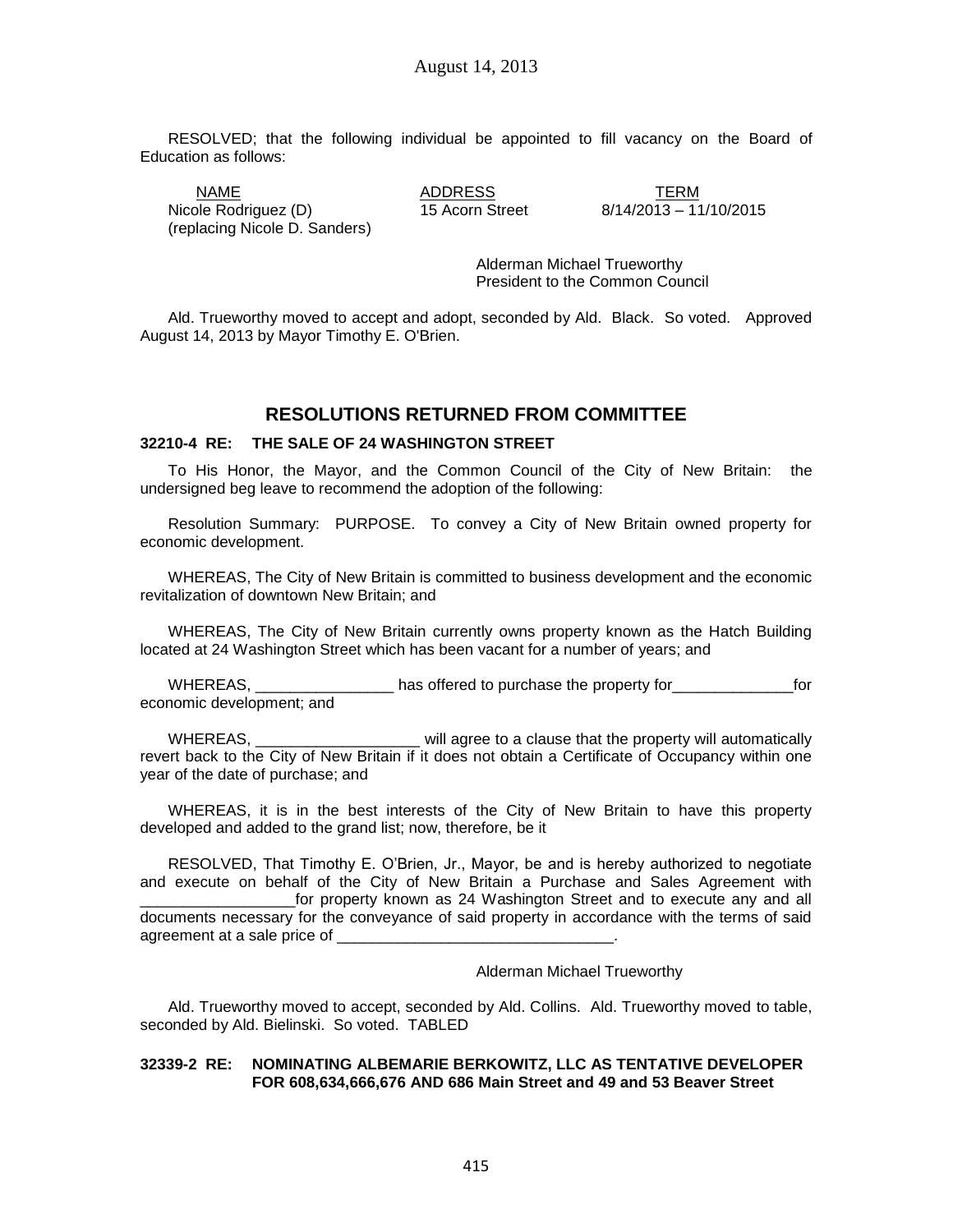RESOLVED; that the following individual be appointed to fill vacancy on the Board of Education as follows:

| NAME | ADDRESS | TERM |
|---|---|---|
| Nicole Rodriguez (D) (replacing Nicole D. Sanders) | 15 Acorn Street | 8/14/2013 – 11/10/2015 |

Alderman Michael Trueworthy
President to the Common Council

Ald. Trueworthy moved to accept and adopt, seconded by Ald. Black. So voted. Approved August 14, 2013 by Mayor Timothy E. O'Brien.

## RESOLUTIONS RETURNED FROM COMMITTEE

### 32210-4 RE: THE SALE OF 24 WASHINGTON STREET

To His Honor, the Mayor, and the Common Council of the City of New Britain: the undersigned beg leave to recommend the adoption of the following:

Resolution Summary: PURPOSE. To convey a City of New Britain owned property for economic development.

WHEREAS, The City of New Britain is committed to business development and the economic revitalization of downtown New Britain; and

WHEREAS, The City of New Britain currently owns property known as the Hatch Building located at 24 Washington Street which has been vacant for a number of years; and

WHEREAS, ________________ has offered to purchase the property for______________for economic development; and

WHEREAS, ___________________ will agree to a clause that the property will automatically revert back to the City of New Britain if it does not obtain a Certificate of Occupancy within one year of the date of purchase; and

WHEREAS, it is in the best interests of the City of New Britain to have this property developed and added to the grand list; now, therefore, be it

RESOLVED, That Timothy E. O'Brien, Jr., Mayor, be and is hereby authorized to negotiate and execute on behalf of the City of New Britain a Purchase and Sales Agreement with __________________for property known as 24 Washington Street and to execute any and all documents necessary for the conveyance of said property in accordance with the terms of said agreement at a sale price of ________________________________.

Alderman Michael Trueworthy

Ald. Trueworthy moved to accept, seconded by Ald. Collins. Ald. Trueworthy moved to table, seconded by Ald. Bielinski. So voted. TABLED

### 32339-2 RE: NOMINATING ALBEMARIE BERKOWITZ, LLC AS TENTATIVE DEVELOPER FOR 608,634,666,676 AND 686 Main Street and 49 and 53 Beaver Street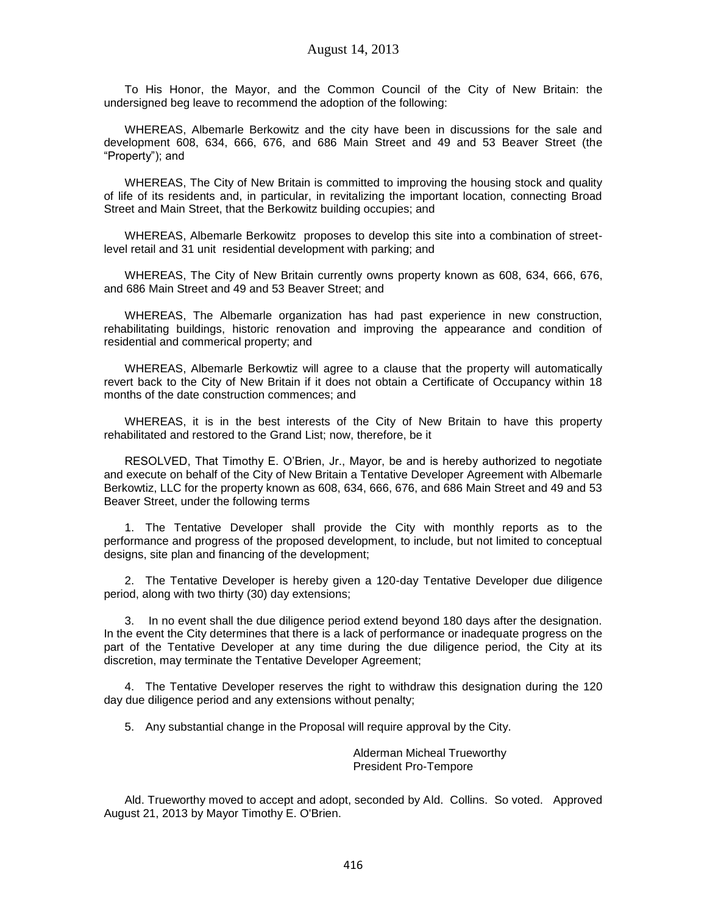To His Honor, the Mayor, and the Common Council of the City of New Britain: the undersigned beg leave to recommend the adoption of the following:

WHEREAS, Albemarle Berkowitz and the city have been in discussions for the sale and development 608, 634, 666, 676, and 686 Main Street and 49 and 53 Beaver Street (the "Property"); and

WHEREAS, The City of New Britain is committed to improving the housing stock and quality of life of its residents and, in particular, in revitalizing the important location, connecting Broad Street and Main Street, that the Berkowitz building occupies; and

WHEREAS, Albemarle Berkowitz proposes to develop this site into a combination of street-level retail and 31 unit residential development with parking; and

WHEREAS, The City of New Britain currently owns property known as 608, 634, 666, 676, and 686 Main Street and 49 and 53 Beaver Street; and

WHEREAS, The Albemarle organization has had past experience in new construction, rehabilitating buildings, historic renovation and improving the appearance and condition of residential and commerical property; and

WHEREAS, Albemarle Berkowtiz will agree to a clause that the property will automatically revert back to the City of New Britain if it does not obtain a Certificate of Occupancy within 18 months of the date construction commences; and

WHEREAS, it is in the best interests of the City of New Britain to have this property rehabilitated and restored to the Grand List; now, therefore, be it

RESOLVED, That Timothy E. O'Brien, Jr., Mayor, be and is hereby authorized to negotiate and execute on behalf of the City of New Britain a Tentative Developer Agreement with Albemarle Berkowtiz, LLC for the property known as 608, 634, 666, 676, and 686 Main Street and 49 and 53 Beaver Street, under the following terms

1. The Tentative Developer shall provide the City with monthly reports as to the performance and progress of the proposed development, to include, but not limited to conceptual designs, site plan and financing of the development;

2. The Tentative Developer is hereby given a 120-day Tentative Developer due diligence period, along with two thirty (30) day extensions;

3. In no event shall the due diligence period extend beyond 180 days after the designation. In the event the City determines that there is a lack of performance or inadequate progress on the part of the Tentative Developer at any time during the due diligence period, the City at its discretion, may terminate the Tentative Developer Agreement;

4. The Tentative Developer reserves the right to withdraw this designation during the 120 day due diligence period and any extensions without penalty;

5. Any substantial change in the Proposal will require approval by the City.

Alderman Micheal Trueworthy
President Pro-Tempore

Ald. Trueworthy moved to accept and adopt, seconded by Ald. Collins. So voted. Approved August 21, 2013 by Mayor Timothy E. O'Brien.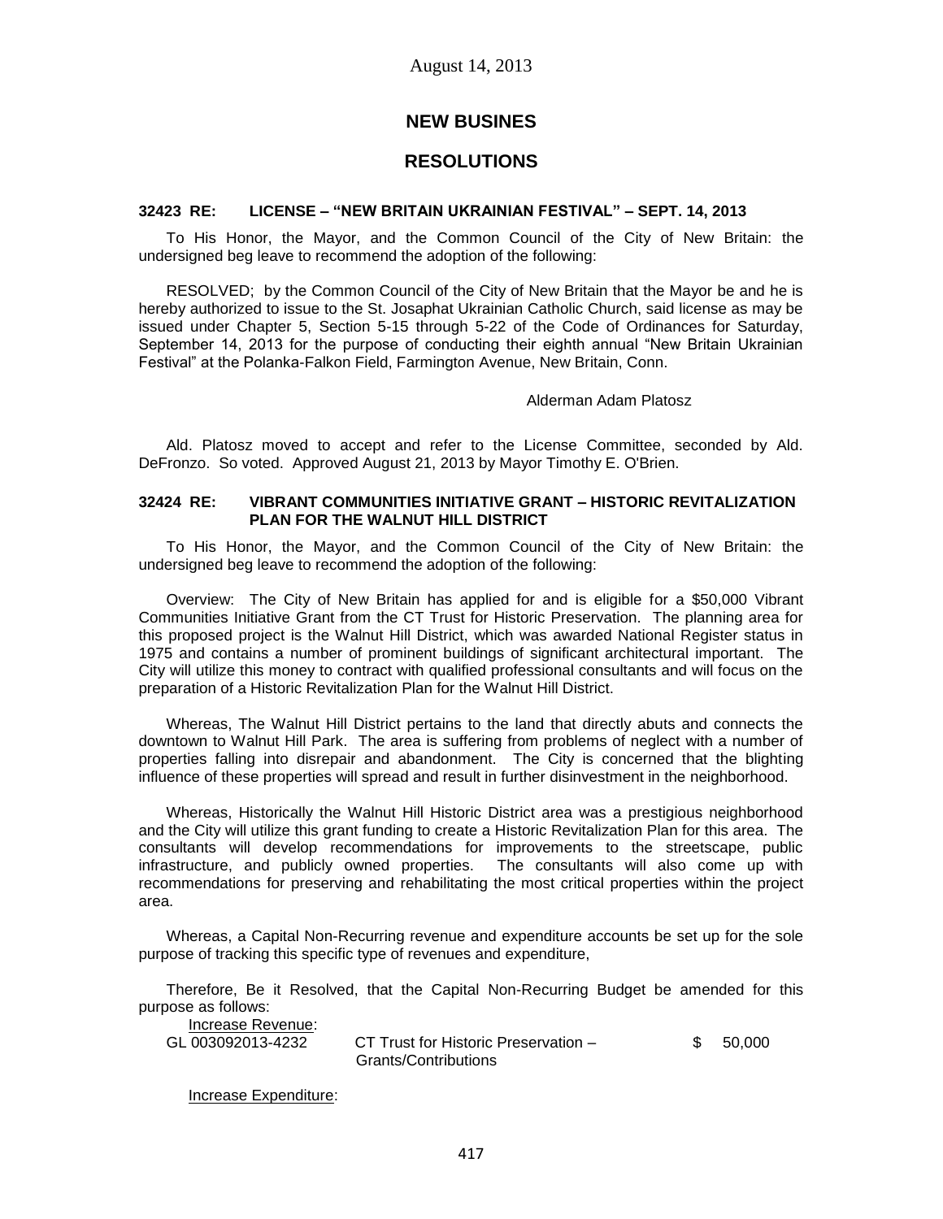August 14, 2013

## NEW BUSINES

## RESOLUTIONS

### 32423 RE: LICENSE – "NEW BRITAIN UKRAINIAN FESTIVAL" – SEPT. 14, 2013

To His Honor, the Mayor, and the Common Council of the City of New Britain: the undersigned beg leave to recommend the adoption of the following:

RESOLVED; by the Common Council of the City of New Britain that the Mayor be and he is hereby authorized to issue to the St. Josaphat Ukrainian Catholic Church, said license as may be issued under Chapter 5, Section 5-15 through 5-22 of the Code of Ordinances for Saturday, September 14, 2013 for the purpose of conducting their eighth annual "New Britain Ukrainian Festival" at the Polanka-Falkon Field, Farmington Avenue, New Britain, Conn.

Alderman Adam Platosz

Ald. Platosz moved to accept and refer to the License Committee, seconded by Ald. DeFronzo. So voted. Approved August 21, 2013 by Mayor Timothy E. O'Brien.

### 32424 RE: VIBRANT COMMUNITIES INITIATIVE GRANT – HISTORIC REVITALIZATION PLAN FOR THE WALNUT HILL DISTRICT

To His Honor, the Mayor, and the Common Council of the City of New Britain: the undersigned beg leave to recommend the adoption of the following:

Overview: The City of New Britain has applied for and is eligible for a $50,000 Vibrant Communities Initiative Grant from the CT Trust for Historic Preservation. The planning area for this proposed project is the Walnut Hill District, which was awarded National Register status in 1975 and contains a number of prominent buildings of significant architectural important. The City will utilize this money to contract with qualified professional consultants and will focus on the preparation of a Historic Revitalization Plan for the Walnut Hill District.

Whereas, The Walnut Hill District pertains to the land that directly abuts and connects the downtown to Walnut Hill Park. The area is suffering from problems of neglect with a number of properties falling into disrepair and abandonment. The City is concerned that the blighting influence of these properties will spread and result in further disinvestment in the neighborhood.

Whereas, Historically the Walnut Hill Historic District area was a prestigious neighborhood and the City will utilize this grant funding to create a Historic Revitalization Plan for this area. The consultants will develop recommendations for improvements to the streetscape, public infrastructure, and publicly owned properties. The consultants will also come up with recommendations for preserving and rehabilitating the most critical properties within the project area.

Whereas, a Capital Non-Recurring revenue and expenditure accounts be set up for the sole purpose of tracking this specific type of revenues and expenditure,

Therefore, Be it Resolved, that the Capital Non-Recurring Budget be amended for this purpose as follows:

<u>Increase Revenue</u>:

| | | |
|---|---|---|
| GL 003092013-4232 | CT Trust for Historic Preservation – Grants/Contributions | $ 50,000 |

<u>Increase Expenditure</u>: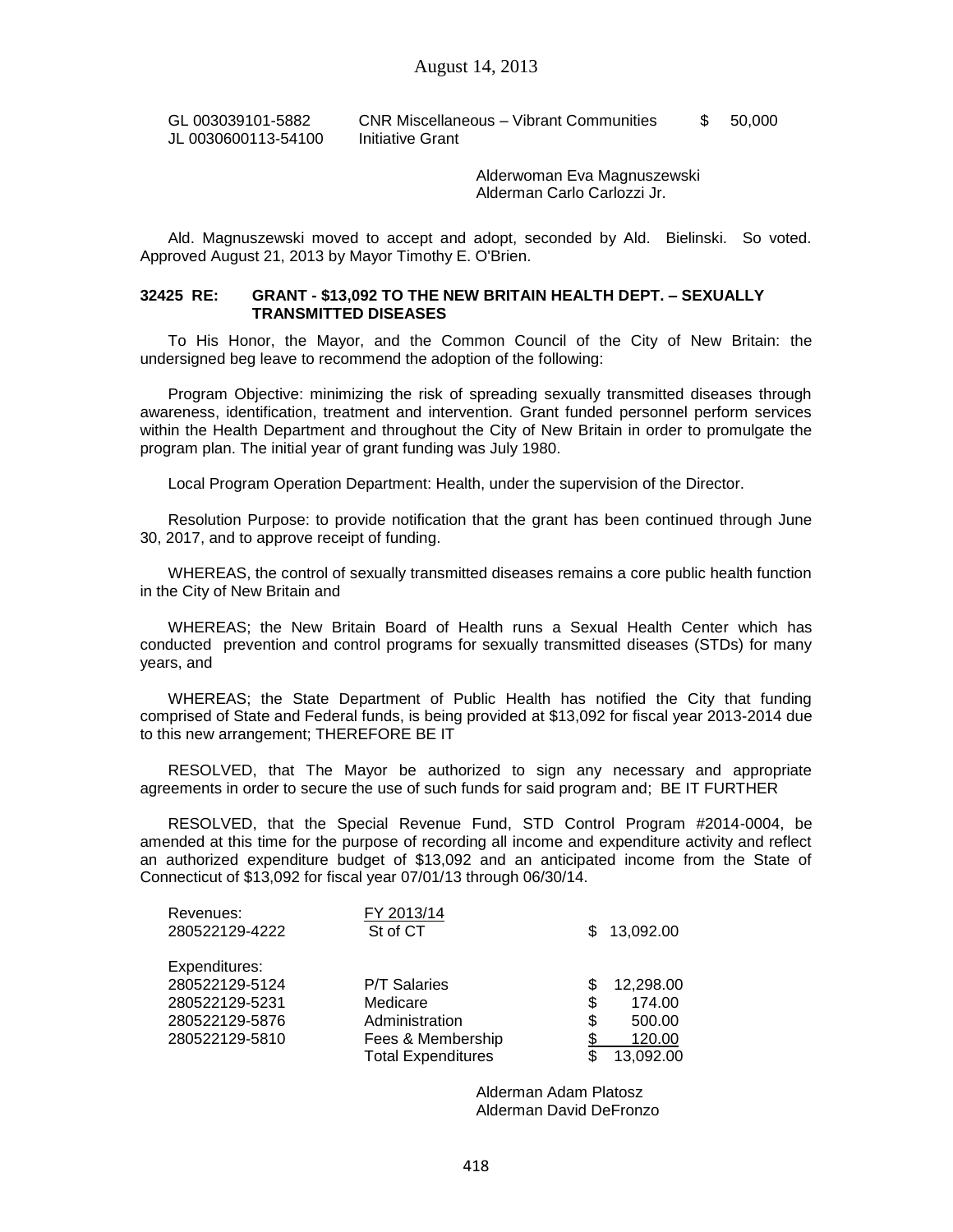| | | |
|---|---|---|
| GL 003039101-5882 JL 0030600113-54100 | CNR Miscellaneous – Vibrant Communities Initiative Grant | $ 50,000 |

Alderwoman Eva Magnuszewski
Alderman Carlo Carlozzi Jr.

Ald. Magnuszewski moved to accept and adopt, seconded by Ald. Bielinski. So voted. Approved August 21, 2013 by Mayor Timothy E. O'Brien.

**32425 RE: GRANT - $13,092 TO THE NEW BRITAIN HEALTH DEPT. – SEXUALLY TRANSMITTED DISEASES**

To His Honor, the Mayor, and the Common Council of the City of New Britain: the undersigned beg leave to recommend the adoption of the following:

Program Objective: minimizing the risk of spreading sexually transmitted diseases through awareness, identification, treatment and intervention. Grant funded personnel perform services within the Health Department and throughout the City of New Britain in order to promulgate the program plan. The initial year of grant funding was July 1980.

Local Program Operation Department: Health, under the supervision of the Director.

Resolution Purpose: to provide notification that the grant has been continued through June 30, 2017, and to approve receipt of funding.

WHEREAS, the control of sexually transmitted diseases remains a core public health function in the City of New Britain and

WHEREAS; the New Britain Board of Health runs a Sexual Health Center which has conducted prevention and control programs for sexually transmitted diseases (STDs) for many years, and

WHEREAS; the State Department of Public Health has notified the City that funding comprised of State and Federal funds, is being provided at $13,092 for fiscal year 2013-2014 due to this new arrangement; THEREFORE BE IT

RESOLVED, that The Mayor be authorized to sign any necessary and appropriate agreements in order to secure the use of such funds for said program and; BE IT FURTHER

RESOLVED, that the Special Revenue Fund, STD Control Program #2014-0004, be amended at this time for the purpose of recording all income and expenditure activity and reflect an authorized expenditure budget of $13,092 and an anticipated income from the State of Connecticut of $13,092 for fiscal year 07/01/13 through 06/30/14.

| | | |
|---|---|---|
| Revenues: | FY 2013/14 | |
| 280522129-4222 | St of CT | $ 13,092.00 |
| Expenditures: | | |
| 280522129-5124 | P/T Salaries | $ 12,298.00 |
| 280522129-5231 | Medicare | $ 174.00 |
| 280522129-5876 | Administration | $ 500.00 |
| 280522129-5810 | Fees & Membership | $ 120.00 |
| | Total Expenditures | $ 13,092.00 |

Alderman Adam Platosz
Alderman David DeFronzo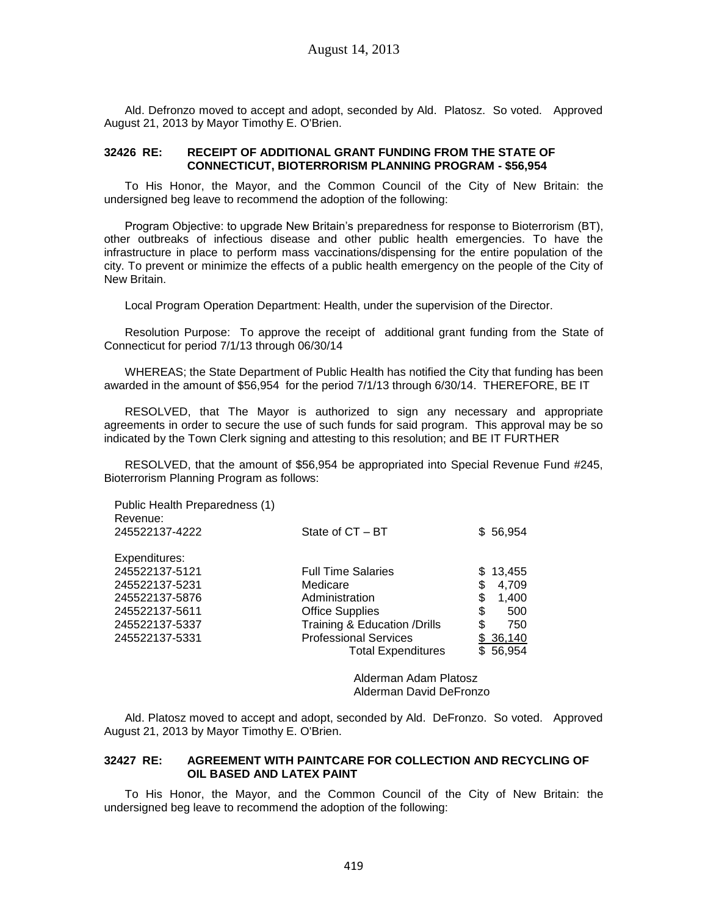Ald. Defronzo moved to accept and adopt, seconded by Ald. Platosz. So voted. Approved August 21, 2013 by Mayor Timothy E. O'Brien.

**32426 RE: RECEIPT OF ADDITIONAL GRANT FUNDING FROM THE STATE OF CONNECTICUT, BIOTERRORISM PLANNING PROGRAM - $56,954**

To His Honor, the Mayor, and the Common Council of the City of New Britain: the undersigned beg leave to recommend the adoption of the following:

Program Objective: to upgrade New Britain's preparedness for response to Bioterrorism (BT), other outbreaks of infectious disease and other public health emergencies. To have the infrastructure in place to perform mass vaccinations/dispensing for the entire population of the city. To prevent or minimize the effects of a public health emergency on the people of the City of New Britain.

Local Program Operation Department: Health, under the supervision of the Director.

Resolution Purpose: To approve the receipt of additional grant funding from the State of Connecticut for period 7/1/13 through 06/30/14

WHEREAS; the State Department of Public Health has notified the City that funding has been awarded in the amount of $56,954 for the period 7/1/13 through 6/30/14. THEREFORE, BE IT

RESOLVED, that The Mayor is authorized to sign any necessary and appropriate agreements in order to secure the use of such funds for said program. This approval may be so indicated by the Town Clerk signing and attesting to this resolution; and BE IT FURTHER

RESOLVED, that the amount of $56,954 be appropriated into Special Revenue Fund #245, Bioterrorism Planning Program as follows:

| Public Health Preparedness (1) | | |
|---|---|---|
| Revenue: | | |
| 245522137-4222 | State of CT – BT | $ 56,954 |
| | | |
| Expenditures: | | |
| 245522137-5121 | Full Time Salaries | $ 13,455 |
| 245522137-5231 | Medicare | $ 4,709 |
| 245522137-5876 | Administration | $ 1,400 |
| 245522137-5611 | Office Supplies | $ 500 |
| 245522137-5337 | Training & Education /Drills | $ 750 |
| 245522137-5331 | Professional Services | $ 36,140 |
| | Total Expenditures | $ 56,954 |

Alderman Adam Platosz
Alderman David DeFronzo

Ald. Platosz moved to accept and adopt, seconded by Ald. DeFronzo. So voted. Approved August 21, 2013 by Mayor Timothy E. O'Brien.

**32427 RE: AGREEMENT WITH PAINTCARE FOR COLLECTION AND RECYCLING OF OIL BASED AND LATEX PAINT**

To His Honor, the Mayor, and the Common Council of the City of New Britain: the undersigned beg leave to recommend the adoption of the following: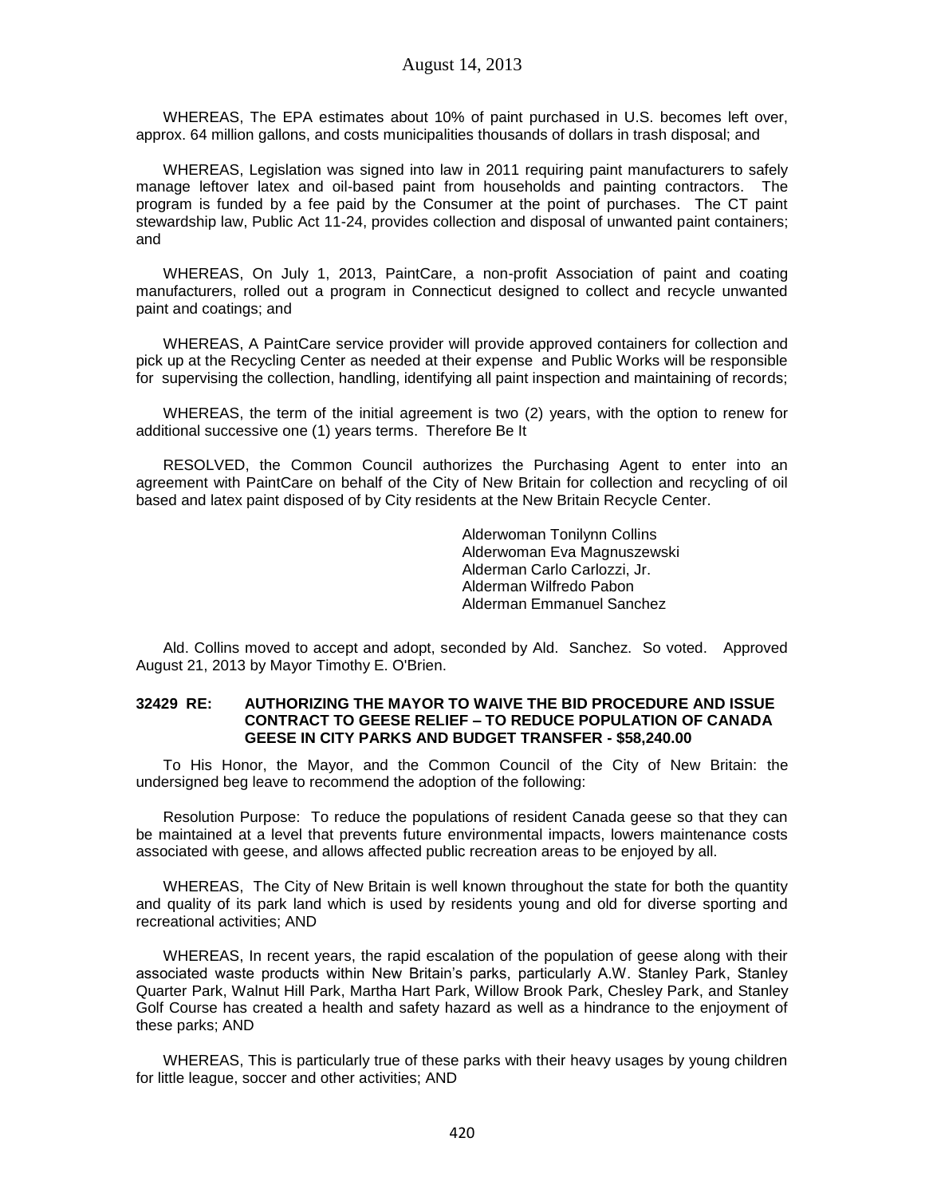WHEREAS, The EPA estimates about 10% of paint purchased in U.S. becomes left over, approx. 64 million gallons, and costs municipalities thousands of dollars in trash disposal; and

WHEREAS, Legislation was signed into law in 2011 requiring paint manufacturers to safely manage leftover latex and oil-based paint from households and painting contractors. The program is funded by a fee paid by the Consumer at the point of purchases. The CT paint stewardship law, Public Act 11-24, provides collection and disposal of unwanted paint containers; and

WHEREAS, On July 1, 2013, PaintCare, a non-profit Association of paint and coating manufacturers, rolled out a program in Connecticut designed to collect and recycle unwanted paint and coatings; and

WHEREAS, A PaintCare service provider will provide approved containers for collection and pick up at the Recycling Center as needed at their expense and Public Works will be responsible for supervising the collection, handling, identifying all paint inspection and maintaining of records;

WHEREAS, the term of the initial agreement is two (2) years, with the option to renew for additional successive one (1) years terms. Therefore Be It

RESOLVED, the Common Council authorizes the Purchasing Agent to enter into an agreement with PaintCare on behalf of the City of New Britain for collection and recycling of oil based and latex paint disposed of by City residents at the New Britain Recycle Center.

Alderwoman Tonilynn Collins
Alderwoman Eva Magnuszewski
Alderman Carlo Carlozzi, Jr.
Alderman Wilfredo Pabon
Alderman Emmanuel Sanchez

Ald. Collins moved to accept and adopt, seconded by Ald. Sanchez. So voted. Approved August 21, 2013 by Mayor Timothy E. O'Brien.

**32429 RE: AUTHORIZING THE MAYOR TO WAIVE THE BID PROCEDURE AND ISSUE CONTRACT TO GEESE RELIEF – TO REDUCE POPULATION OF CANADA GEESE IN CITY PARKS AND BUDGET TRANSFER - $58,240.00**

To His Honor, the Mayor, and the Common Council of the City of New Britain: the undersigned beg leave to recommend the adoption of the following:

Resolution Purpose: To reduce the populations of resident Canada geese so that they can be maintained at a level that prevents future environmental impacts, lowers maintenance costs associated with geese, and allows affected public recreation areas to be enjoyed by all.

WHEREAS, The City of New Britain is well known throughout the state for both the quantity and quality of its park land which is used by residents young and old for diverse sporting and recreational activities; AND

WHEREAS, In recent years, the rapid escalation of the population of geese along with their associated waste products within New Britain's parks, particularly A.W. Stanley Park, Stanley Quarter Park, Walnut Hill Park, Martha Hart Park, Willow Brook Park, Chesley Park, and Stanley Golf Course has created a health and safety hazard as well as a hindrance to the enjoyment of these parks; AND

WHEREAS, This is particularly true of these parks with their heavy usages by young children for little league, soccer and other activities; AND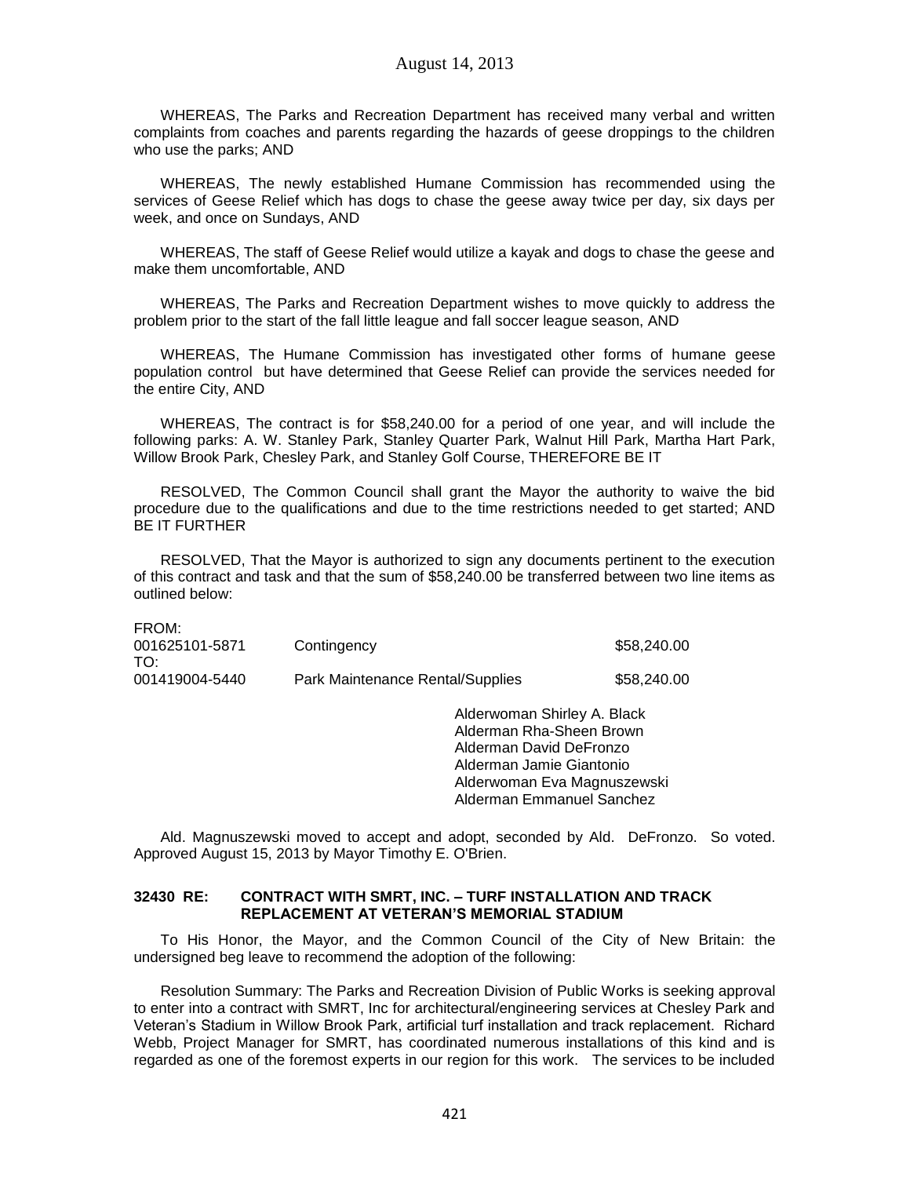WHEREAS, The Parks and Recreation Department has received many verbal and written complaints from coaches and parents regarding the hazards of geese droppings to the children who use the parks; AND

WHEREAS, The newly established Humane Commission has recommended using the services of Geese Relief which has dogs to chase the geese away twice per day, six days per week, and once on Sundays, AND

WHEREAS, The staff of Geese Relief would utilize a kayak and dogs to chase the geese and make them uncomfortable, AND

WHEREAS, The Parks and Recreation Department wishes to move quickly to address the problem prior to the start of the fall little league and fall soccer league season, AND

WHEREAS, The Humane Commission has investigated other forms of humane geese population control but have determined that Geese Relief can provide the services needed for the entire City, AND

WHEREAS, The contract is for $58,240.00 for a period of one year, and will include the following parks: A. W. Stanley Park, Stanley Quarter Park, Walnut Hill Park, Martha Hart Park, Willow Brook Park, Chesley Park, and Stanley Golf Course, THEREFORE BE IT

RESOLVED, The Common Council shall grant the Mayor the authority to waive the bid procedure due to the qualifications and due to the time restrictions needed to get started; AND BE IT FURTHER

RESOLVED, That the Mayor is authorized to sign any documents pertinent to the execution of this contract and task and that the sum of $58,240.00 be transferred between two line items as outlined below:

| | | |
|---|---|---|
| FROM: | | |
| 001625101-5871 | Contingency | $58,240.00 |
| TO: | | |
| 001419004-5440 | Park Maintenance Rental/Supplies | $58,240.00 |

Alderwoman Shirley A. Black
Alderman Rha-Sheen Brown
Alderman David DeFronzo
Alderman Jamie Giantonio
Alderwoman Eva Magnuszewski
Alderman Emmanuel Sanchez

Ald. Magnuszewski moved to accept and adopt, seconded by Ald. DeFronzo. So voted. Approved August 15, 2013 by Mayor Timothy E. O'Brien.

### 32430 RE: CONTRACT WITH SMRT, INC. – TURF INSTALLATION AND TRACK REPLACEMENT AT VETERAN'S MEMORIAL STADIUM

To His Honor, the Mayor, and the Common Council of the City of New Britain: the undersigned beg leave to recommend the adoption of the following:

Resolution Summary: The Parks and Recreation Division of Public Works is seeking approval to enter into a contract with SMRT, Inc for architectural/engineering services at Chesley Park and Veteran's Stadium in Willow Brook Park, artificial turf installation and track replacement. Richard Webb, Project Manager for SMRT, has coordinated numerous installations of this kind and is regarded as one of the foremost experts in our region for this work. The services to be included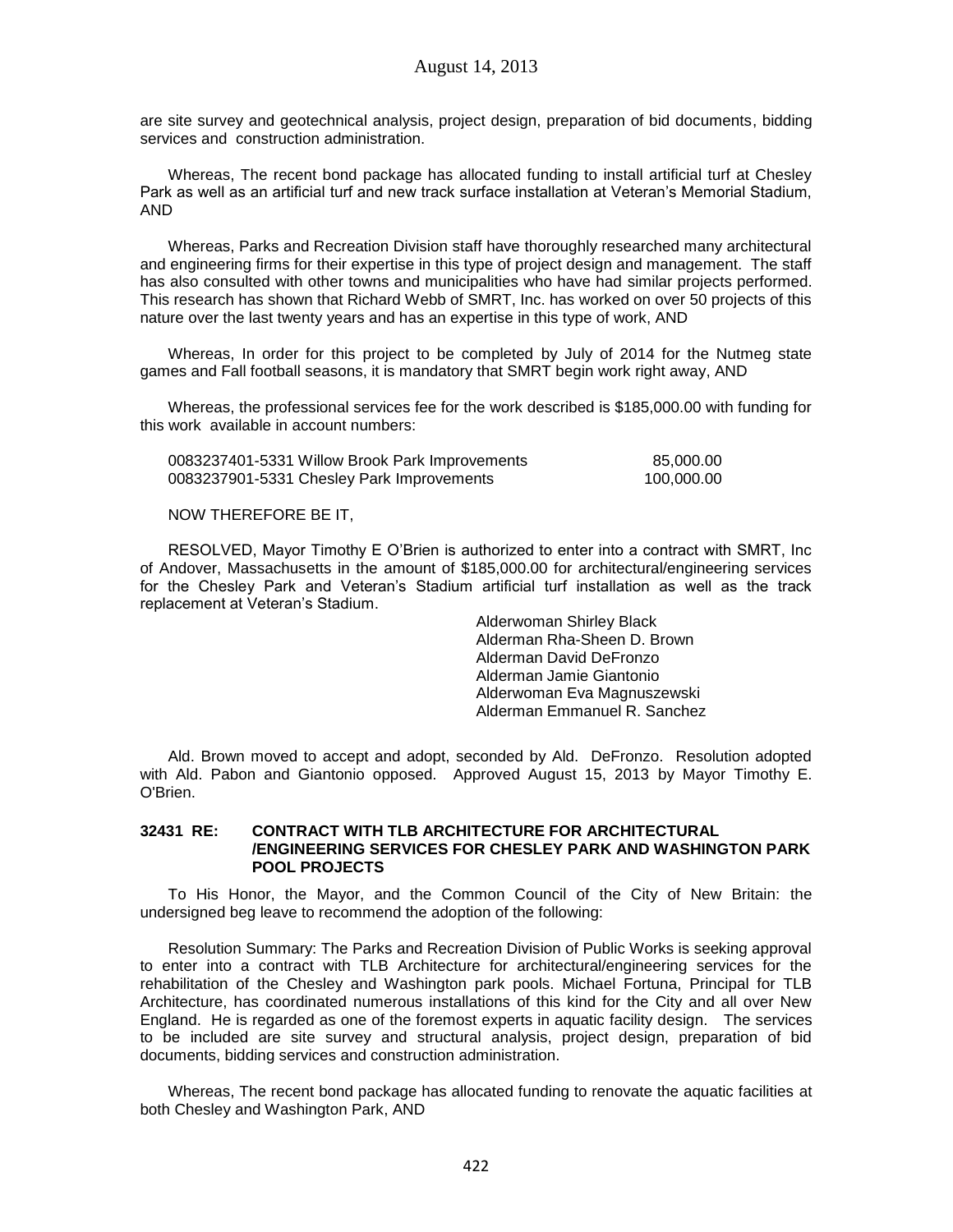are site survey and geotechnical analysis, project design, preparation of bid documents, bidding services and construction administration.

Whereas, The recent bond package has allocated funding to install artificial turf at Chesley Park as well as an artificial turf and new track surface installation at Veteran's Memorial Stadium, AND

Whereas, Parks and Recreation Division staff have thoroughly researched many architectural and engineering firms for their expertise in this type of project design and management. The staff has also consulted with other towns and municipalities who have had similar projects performed. This research has shown that Richard Webb of SMRT, Inc. has worked on over 50 projects of this nature over the last twenty years and has an expertise in this type of work, AND

Whereas, In order for this project to be completed by July of 2014 for the Nutmeg state games and Fall football seasons, it is mandatory that SMRT begin work right away, AND

Whereas, the professional services fee for the work described is $185,000.00 with funding for this work available in account numbers:

| | |
|---|---|
| 0083237401-5331 Willow Brook Park Improvements | 85,000.00 |
| 0083237901-5331 Chesley Park Improvements | 100,000.00 |

NOW THEREFORE BE IT,

RESOLVED, Mayor Timothy E O'Brien is authorized to enter into a contract with SMRT, Inc of Andover, Massachusetts in the amount of $185,000.00 for architectural/engineering services for the Chesley Park and Veteran's Stadium artificial turf installation as well as the track replacement at Veteran's Stadium.

Alderwoman Shirley Black
Alderman Rha-Sheen D. Brown
Alderman David DeFronzo
Alderman Jamie Giantonio
Alderwoman Eva Magnuszewski
Alderman Emmanuel R. Sanchez

Ald. Brown moved to accept and adopt, seconded by Ald. DeFronzo. Resolution adopted with Ald. Pabon and Giantonio opposed. Approved August 15, 2013 by Mayor Timothy E. O'Brien.

### 32431 RE: CONTRACT WITH TLB ARCHITECTURE FOR ARCHITECTURAL /ENGINEERING SERVICES FOR CHESLEY PARK AND WASHINGTON PARK POOL PROJECTS

To His Honor, the Mayor, and the Common Council of the City of New Britain: the undersigned beg leave to recommend the adoption of the following:

Resolution Summary: The Parks and Recreation Division of Public Works is seeking approval to enter into a contract with TLB Architecture for architectural/engineering services for the rehabilitation of the Chesley and Washington park pools. Michael Fortuna, Principal for TLB Architecture, has coordinated numerous installations of this kind for the City and all over New England. He is regarded as one of the foremost experts in aquatic facility design. The services to be included are site survey and structural analysis, project design, preparation of bid documents, bidding services and construction administration.

Whereas, The recent bond package has allocated funding to renovate the aquatic facilities at both Chesley and Washington Park, AND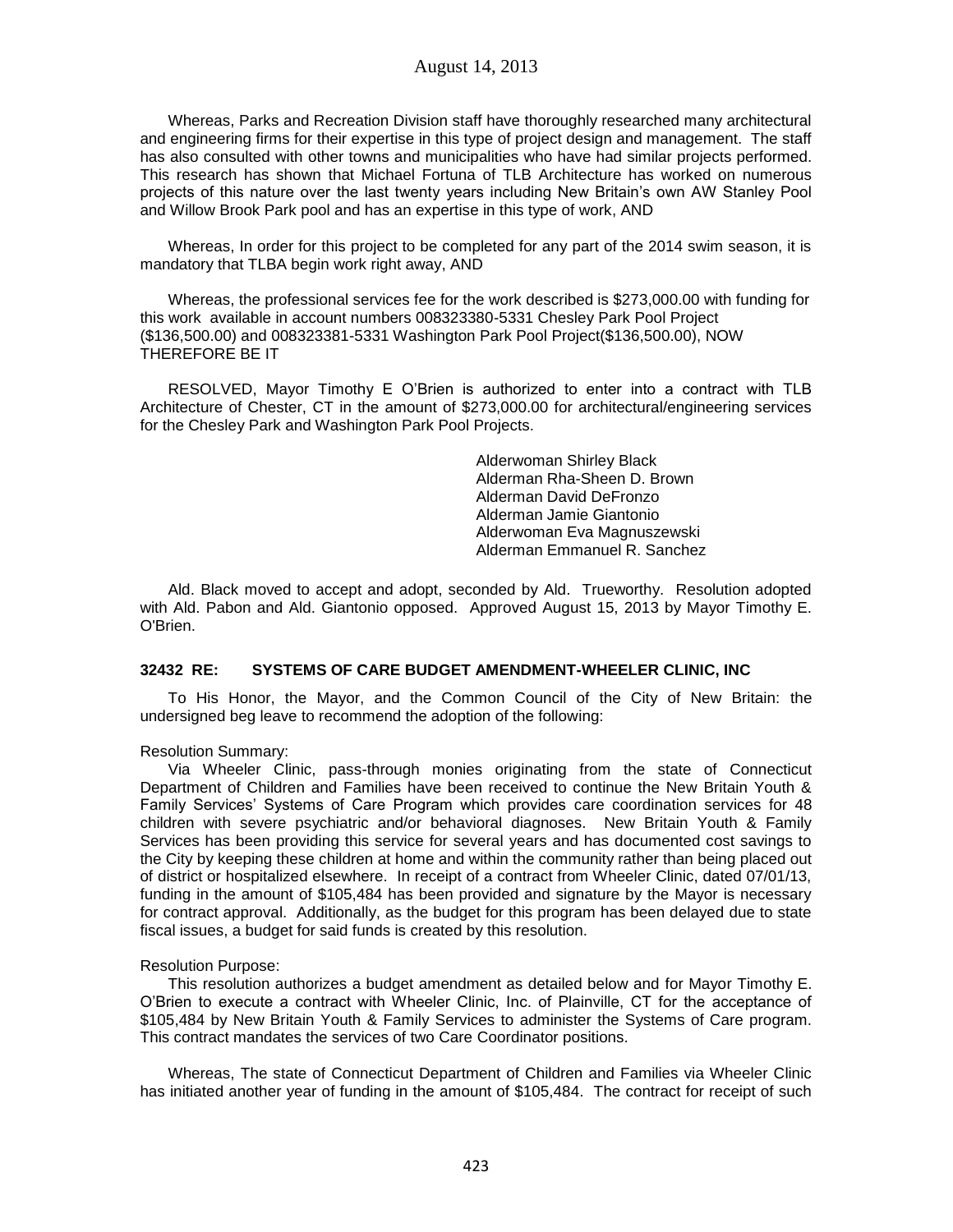Whereas, Parks and Recreation Division staff have thoroughly researched many architectural and engineering firms for their expertise in this type of project design and management. The staff has also consulted with other towns and municipalities who have had similar projects performed. This research has shown that Michael Fortuna of TLB Architecture has worked on numerous projects of this nature over the last twenty years including New Britain's own AW Stanley Pool and Willow Brook Park pool and has an expertise in this type of work, AND

Whereas, In order for this project to be completed for any part of the 2014 swim season, it is mandatory that TLBA begin work right away, AND

Whereas, the professional services fee for the work described is $273,000.00 with funding for this work available in account numbers 008323380-5331 Chesley Park Pool Project ($136,500.00) and 008323381-5331 Washington Park Pool Project($136,500.00), NOW THEREFORE BE IT

RESOLVED, Mayor Timothy E O'Brien is authorized to enter into a contract with TLB Architecture of Chester, CT in the amount of $273,000.00 for architectural/engineering services for the Chesley Park and Washington Park Pool Projects.

Alderwoman Shirley Black
Alderman Rha-Sheen D. Brown
Alderman David DeFronzo
Alderman Jamie Giantonio
Alderwoman Eva Magnuszewski
Alderman Emmanuel R. Sanchez

Ald. Black moved to accept and adopt, seconded by Ald. Trueworthy. Resolution adopted with Ald. Pabon and Ald. Giantonio opposed. Approved August 15, 2013 by Mayor Timothy E. O'Brien.

### 32432 RE: SYSTEMS OF CARE BUDGET AMENDMENT-WHEELER CLINIC, INC

To His Honor, the Mayor, and the Common Council of the City of New Britain: the undersigned beg leave to recommend the adoption of the following:

Resolution Summary:

Via Wheeler Clinic, pass-through monies originating from the state of Connecticut Department of Children and Families have been received to continue the New Britain Youth & Family Services' Systems of Care Program which provides care coordination services for 48 children with severe psychiatric and/or behavioral diagnoses. New Britain Youth & Family Services has been providing this service for several years and has documented cost savings to the City by keeping these children at home and within the community rather than being placed out of district or hospitalized elsewhere. In receipt of a contract from Wheeler Clinic, dated 07/01/13, funding in the amount of $105,484 has been provided and signature by the Mayor is necessary for contract approval. Additionally, as the budget for this program has been delayed due to state fiscal issues, a budget for said funds is created by this resolution.

Resolution Purpose:

This resolution authorizes a budget amendment as detailed below and for Mayor Timothy E. O'Brien to execute a contract with Wheeler Clinic, Inc. of Plainville, CT for the acceptance of $105,484 by New Britain Youth & Family Services to administer the Systems of Care program. This contract mandates the services of two Care Coordinator positions.

Whereas, The state of Connecticut Department of Children and Families via Wheeler Clinic has initiated another year of funding in the amount of $105,484. The contract for receipt of such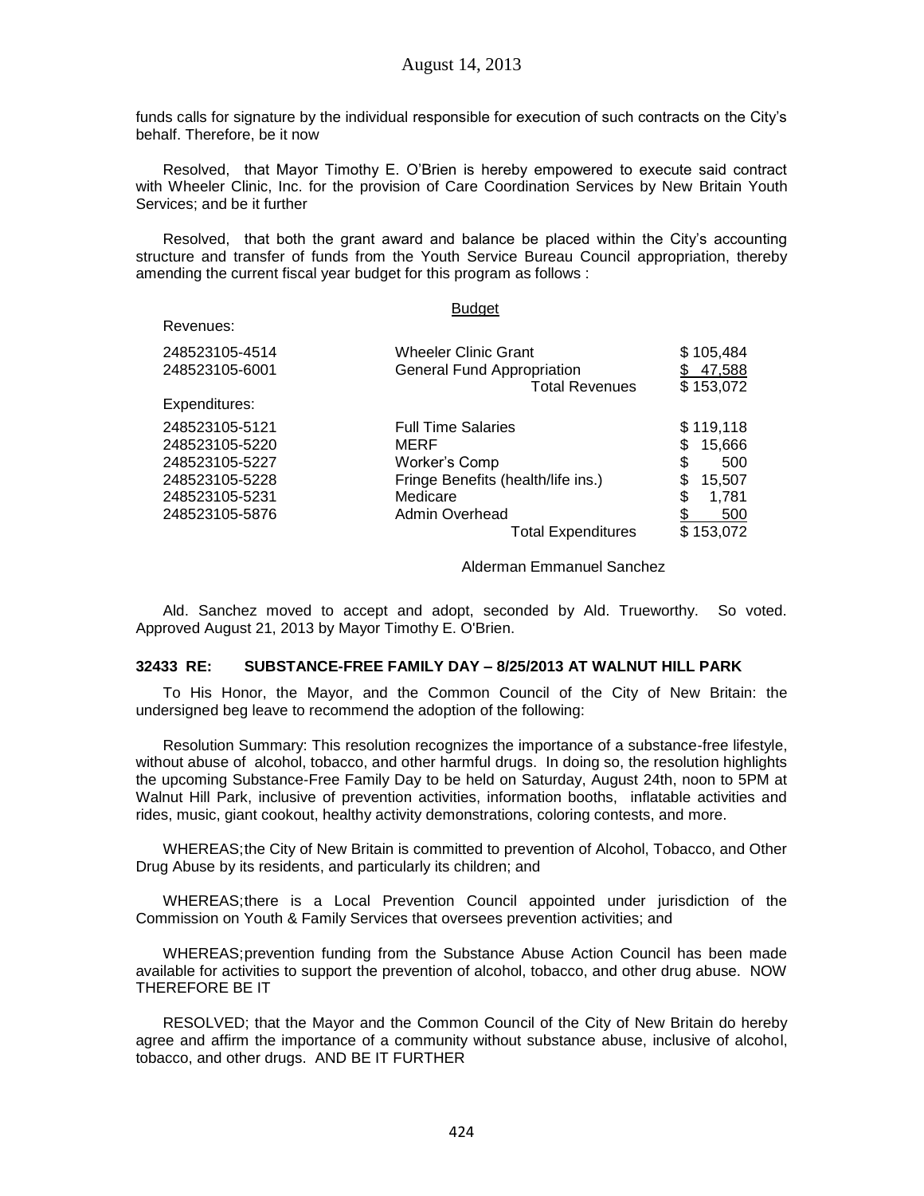funds calls for signature by the individual responsible for execution of such contracts on the City's behalf. Therefore, be it now

Resolved, that Mayor Timothy E. O'Brien is hereby empowered to execute said contract with Wheeler Clinic, Inc. for the provision of Care Coordination Services by New Britain Youth Services; and be it further

Resolved, that both the grant award and balance be placed within the City's accounting structure and transfer of funds from the Youth Service Bureau Council appropriation, thereby amending the current fiscal year budget for this program as follows :

Budget

| | | |
|---|---|---|
| Revenues: | | |
| 248523105-4514 | Wheeler Clinic Grant | $ 105,484 |
| 248523105-6001 | General Fund Appropriation | $ 47,588 |
| | Total Revenues | $ 153,072 |
| Expenditures: | | |
| 248523105-5121 | Full Time Salaries | $ 119,118 |
| 248523105-5220 | MERF | $ 15,666 |
| 248523105-5227 | Worker's Comp | $ 500 |
| 248523105-5228 | Fringe Benefits (health/life ins.) | $ 15,507 |
| 248523105-5231 | Medicare | $ 1,781 |
| 248523105-5876 | Admin Overhead | $ 500 |
| | Total Expenditures | $ 153,072 |

Alderman Emmanuel Sanchez

Ald. Sanchez moved to accept and adopt, seconded by Ald. Trueworthy. So voted. Approved August 21, 2013 by Mayor Timothy E. O'Brien.

**32433 RE: SUBSTANCE-FREE FAMILY DAY – 8/25/2013 AT WALNUT HILL PARK**

To His Honor, the Mayor, and the Common Council of the City of New Britain: the undersigned beg leave to recommend the adoption of the following:

Resolution Summary: This resolution recognizes the importance of a substance-free lifestyle, without abuse of alcohol, tobacco, and other harmful drugs. In doing so, the resolution highlights the upcoming Substance-Free Family Day to be held on Saturday, August 24th, noon to 5PM at Walnut Hill Park, inclusive of prevention activities, information booths, inflatable activities and rides, music, giant cookout, healthy activity demonstrations, coloring contests, and more.

WHEREAS; the City of New Britain is committed to prevention of Alcohol, Tobacco, and Other Drug Abuse by its residents, and particularly its children; and

WHEREAS; there is a Local Prevention Council appointed under jurisdiction of the Commission on Youth & Family Services that oversees prevention activities; and

WHEREAS; prevention funding from the Substance Abuse Action Council has been made available for activities to support the prevention of alcohol, tobacco, and other drug abuse. NOW THEREFORE BE IT

RESOLVED; that the Mayor and the Common Council of the City of New Britain do hereby agree and affirm the importance of a community without substance abuse, inclusive of alcohol, tobacco, and other drugs. AND BE IT FURTHER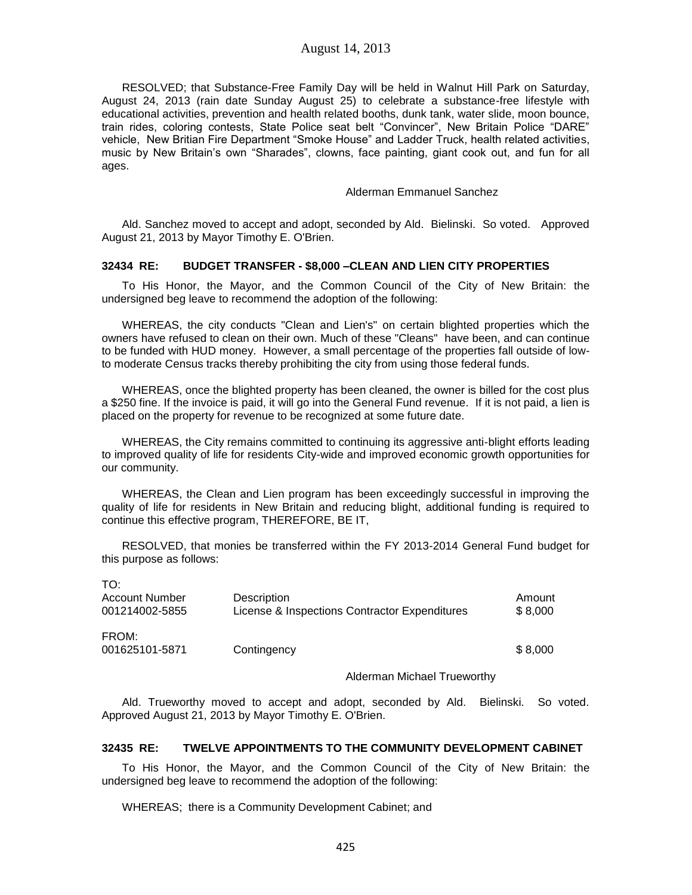RESOLVED; that Substance-Free Family Day will be held in Walnut Hill Park on Saturday, August 24, 2013 (rain date Sunday August 25) to celebrate a substance-free lifestyle with educational activities, prevention and health related booths, dunk tank, water slide, moon bounce, train rides, coloring contests, State Police seat belt "Convincer", New Britain Police "DARE" vehicle, New Britian Fire Department "Smoke House" and Ladder Truck, health related activities, music by New Britain's own "Sharades", clowns, face painting, giant cook out, and fun for all ages.

Alderman Emmanuel Sanchez

Ald. Sanchez moved to accept and adopt, seconded by Ald. Bielinski. So voted. Approved August 21, 2013 by Mayor Timothy E. O'Brien.

### 32434 RE: BUDGET TRANSFER - $8,000 –CLEAN AND LIEN CITY PROPERTIES

To His Honor, the Mayor, and the Common Council of the City of New Britain: the undersigned beg leave to recommend the adoption of the following:

WHEREAS, the city conducts "Clean and Lien's" on certain blighted properties which the owners have refused to clean on their own. Much of these "Cleans" have been, and can continue to be funded with HUD money. However, a small percentage of the properties fall outside of low-to moderate Census tracks thereby prohibiting the city from using those federal funds.

WHEREAS, once the blighted property has been cleaned, the owner is billed for the cost plus a $250 fine. If the invoice is paid, it will go into the General Fund revenue. If it is not paid, a lien is placed on the property for revenue to be recognized at some future date.

WHEREAS, the City remains committed to continuing its aggressive anti-blight efforts leading to improved quality of life for residents City-wide and improved economic growth opportunities for our community.

WHEREAS, the Clean and Lien program has been exceedingly successful in improving the quality of life for residents in New Britain and reducing blight, additional funding is required to continue this effective program, THEREFORE, BE IT,

RESOLVED, that monies be transferred within the FY 2013-2014 General Fund budget for this purpose as follows:

| TO: | | |
|---|---|---|
| Account Number | Description | Amount |
| 001214002-5855 | License & Inspections Contractor Expenditures | $ 8,000 |
| FROM: | | |
| 001625101-5871 | Contingency | $ 8,000 |

Alderman Michael Trueworthy

Ald. Trueworthy moved to accept and adopt, seconded by Ald. Bielinski. So voted. Approved August 21, 2013 by Mayor Timothy E. O'Brien.

### 32435 RE: TWELVE APPOINTMENTS TO THE COMMUNITY DEVELOPMENT CABINET

To His Honor, the Mayor, and the Common Council of the City of New Britain: the undersigned beg leave to recommend the adoption of the following:

WHEREAS; there is a Community Development Cabinet; and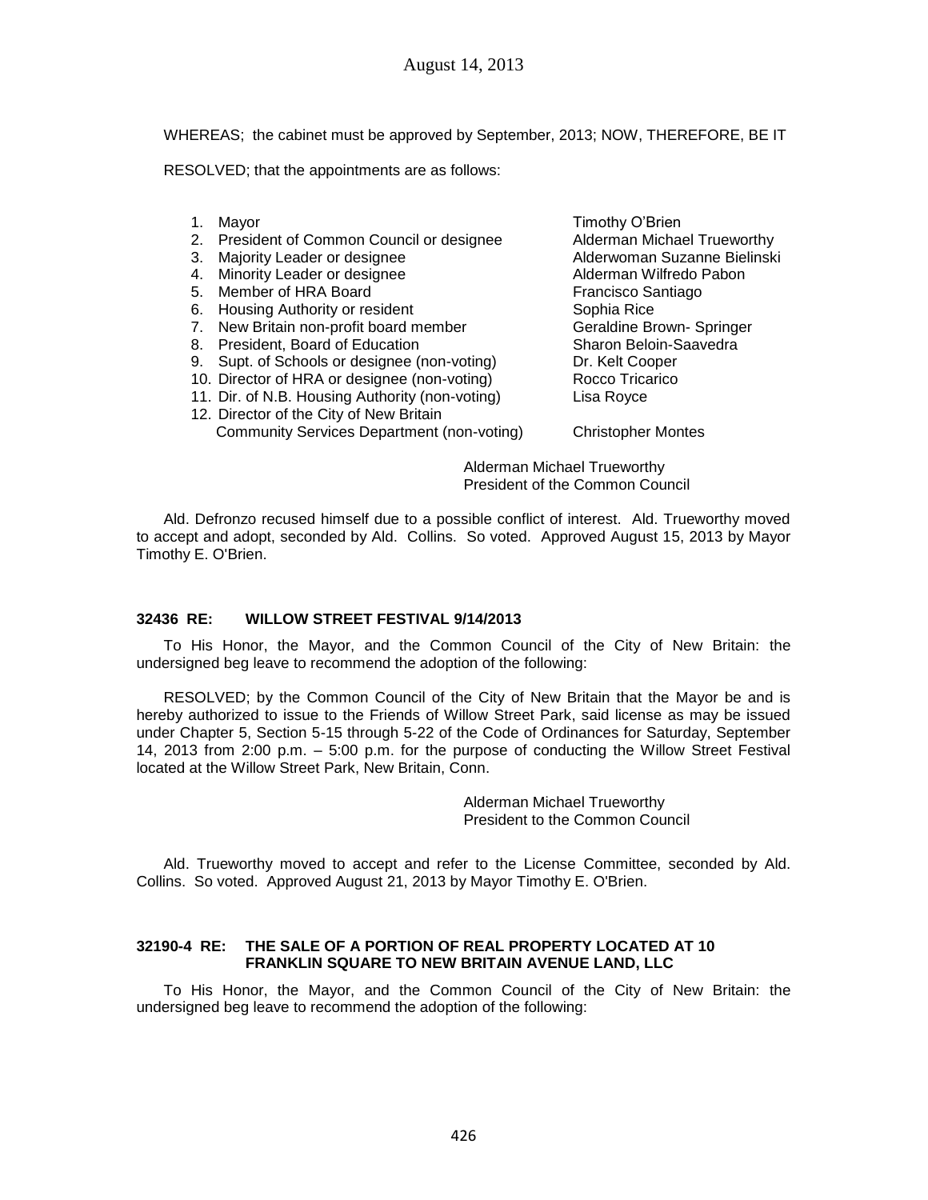WHEREAS; the cabinet must be approved by September, 2013; NOW, THEREFORE, BE IT

RESOLVED; that the appointments are as follows:

| | |
|---|---|
| 1. Mayor | Timothy O'Brien |
| 2. President of Common Council or designee | Alderman Michael Trueworthy |
| 3. Majority Leader or designee | Alderwoman Suzanne Bielinski |
| 4. Minority Leader or designee | Alderman Wilfredo Pabon |
| 5. Member of HRA Board | Francisco Santiago |
| 6. Housing Authority or resident | Sophia Rice |
| 7. New Britain non-profit board member | Geraldine Brown- Springer |
| 8. President, Board of Education | Sharon Beloin-Saavedra |
| 9. Supt. of Schools or designee (non-voting) | Dr. Kelt Cooper |
| 10. Director of HRA or designee (non-voting) | Rocco Tricarico |
| 11. Dir. of N.B. Housing Authority (non-voting) | Lisa Royce |
| 12. Director of the City of New Britain Community Services Department (non-voting) | Christopher Montes |

Alderman Michael Trueworthy
President of the Common Council

Ald. Defronzo recused himself due to a possible conflict of interest. Ald. Trueworthy moved to accept and adopt, seconded by Ald. Collins. So voted. Approved August 15, 2013 by Mayor Timothy E. O'Brien.

**32436 RE: WILLOW STREET FESTIVAL 9/14/2013**

To His Honor, the Mayor, and the Common Council of the City of New Britain: the undersigned beg leave to recommend the adoption of the following:

RESOLVED; by the Common Council of the City of New Britain that the Mayor be and is hereby authorized to issue to the Friends of Willow Street Park, said license as may be issued under Chapter 5, Section 5-15 through 5-22 of the Code of Ordinances for Saturday, September 14, 2013 from 2:00 p.m. – 5:00 p.m. for the purpose of conducting the Willow Street Festival located at the Willow Street Park, New Britain, Conn.

Alderman Michael Trueworthy
President to the Common Council

Ald. Trueworthy moved to accept and refer to the License Committee, seconded by Ald. Collins. So voted. Approved August 21, 2013 by Mayor Timothy E. O'Brien.

**32190-4 RE: THE SALE OF A PORTION OF REAL PROPERTY LOCATED AT 10 FRANKLIN SQUARE TO NEW BRITAIN AVENUE LAND, LLC**

To His Honor, the Mayor, and the Common Council of the City of New Britain: the undersigned beg leave to recommend the adoption of the following: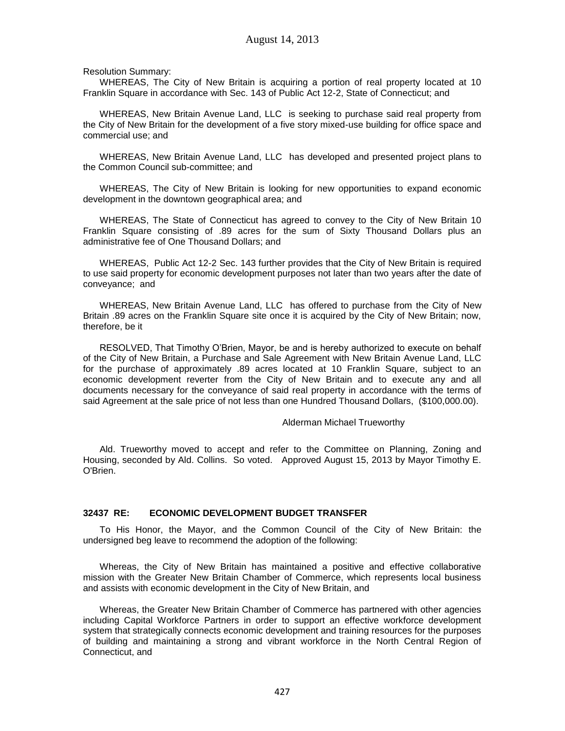Resolution Summary:

WHEREAS, The City of New Britain is acquiring a portion of real property located at 10 Franklin Square in accordance with Sec. 143 of Public Act 12-2, State of Connecticut; and

WHEREAS, New Britain Avenue Land, LLC is seeking to purchase said real property from the City of New Britain for the development of a five story mixed-use building for office space and commercial use; and

WHEREAS, New Britain Avenue Land, LLC has developed and presented project plans to the Common Council sub-committee; and

WHEREAS, The City of New Britain is looking for new opportunities to expand economic development in the downtown geographical area; and

WHEREAS, The State of Connecticut has agreed to convey to the City of New Britain 10 Franklin Square consisting of .89 acres for the sum of Sixty Thousand Dollars plus an administrative fee of One Thousand Dollars; and

WHEREAS, Public Act 12-2 Sec. 143 further provides that the City of New Britain is required to use said property for economic development purposes not later than two years after the date of conveyance; and

WHEREAS, New Britain Avenue Land, LLC has offered to purchase from the City of New Britain .89 acres on the Franklin Square site once it is acquired by the City of New Britain; now, therefore, be it

RESOLVED, That Timothy O'Brien, Mayor, be and is hereby authorized to execute on behalf of the City of New Britain, a Purchase and Sale Agreement with New Britain Avenue Land, LLC for the purchase of approximately .89 acres located at 10 Franklin Square, subject to an economic development reverter from the City of New Britain and to execute any and all documents necessary for the conveyance of said real property in accordance with the terms of said Agreement at the sale price of not less than one Hundred Thousand Dollars, ($100,000.00).

Alderman Michael Trueworthy

Ald. Trueworthy moved to accept and refer to the Committee on Planning, Zoning and Housing, seconded by Ald. Collins. So voted. Approved August 15, 2013 by Mayor Timothy E. O'Brien.

### 32437 RE: ECONOMIC DEVELOPMENT BUDGET TRANSFER

To His Honor, the Mayor, and the Common Council of the City of New Britain: the undersigned beg leave to recommend the adoption of the following:

Whereas, the City of New Britain has maintained a positive and effective collaborative mission with the Greater New Britain Chamber of Commerce, which represents local business and assists with economic development in the City of New Britain, and

Whereas, the Greater New Britain Chamber of Commerce has partnered with other agencies including Capital Workforce Partners in order to support an effective workforce development system that strategically connects economic development and training resources for the purposes of building and maintaining a strong and vibrant workforce in the North Central Region of Connecticut, and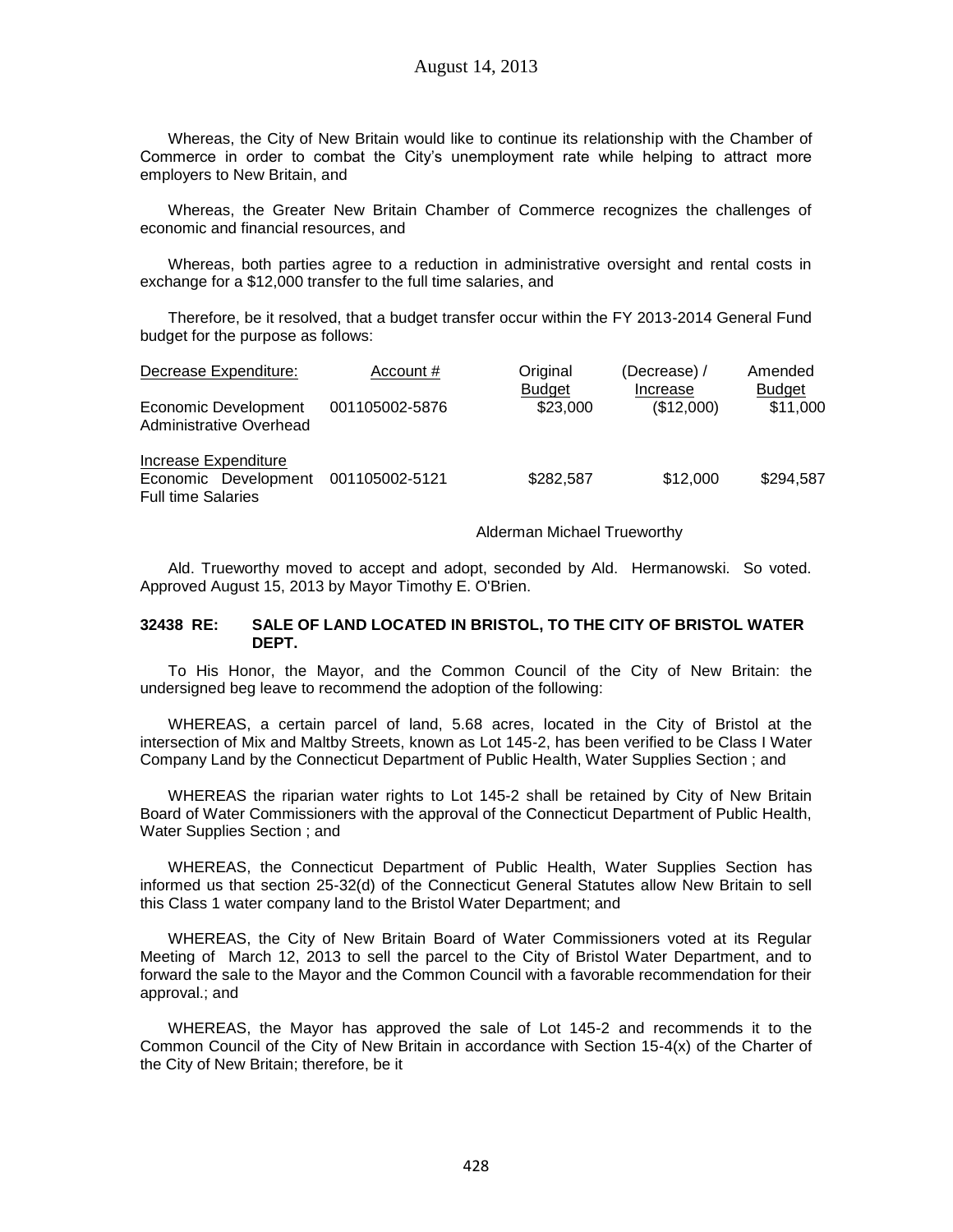Whereas, the City of New Britain would like to continue its relationship with the Chamber of Commerce in order to combat the City's unemployment rate while helping to attract more employers to New Britain, and

Whereas, the Greater New Britain Chamber of Commerce recognizes the challenges of economic and financial resources, and

Whereas, both parties agree to a reduction in administrative oversight and rental costs in exchange for a $12,000 transfer to the full time salaries, and

Therefore, be it resolved, that a budget transfer occur within the FY 2013-2014 General Fund budget for the purpose as follows:

| Decrease Expenditure: | Account # | Original Budget | (Decrease) / Increase | Amended Budget |
|---|---|---|---|---|
| Economic Development Administrative Overhead | 001105002-5876 | $23,000 | ($12,000) | $11,000 |
| Increase Expenditure | | | | |
| Economic Development Full time Salaries | 001105002-5121 | $282,587 | $12,000 | $294,587 |

Alderman Michael Trueworthy

Ald. Trueworthy moved to accept and adopt, seconded by Ald. Hermanowski. So voted. Approved August 15, 2013 by Mayor Timothy E. O'Brien.

**32438 RE: SALE OF LAND LOCATED IN BRISTOL, TO THE CITY OF BRISTOL WATER DEPT.**

To His Honor, the Mayor, and the Common Council of the City of New Britain: the undersigned beg leave to recommend the adoption of the following:

WHEREAS, a certain parcel of land, 5.68 acres, located in the City of Bristol at the intersection of Mix and Maltby Streets, known as Lot 145-2, has been verified to be Class I Water Company Land by the Connecticut Department of Public Health, Water Supplies Section ; and

WHEREAS the riparian water rights to Lot 145-2 shall be retained by City of New Britain Board of Water Commissioners with the approval of the Connecticut Department of Public Health, Water Supplies Section ; and

WHEREAS, the Connecticut Department of Public Health, Water Supplies Section has informed us that section 25-32(d) of the Connecticut General Statutes allow New Britain to sell this Class 1 water company land to the Bristol Water Department; and

WHEREAS, the City of New Britain Board of Water Commissioners voted at its Regular Meeting of March 12, 2013 to sell the parcel to the City of Bristol Water Department, and to forward the sale to the Mayor and the Common Council with a favorable recommendation for their approval.; and

WHEREAS, the Mayor has approved the sale of Lot 145-2 and recommends it to the Common Council of the City of New Britain in accordance with Section 15-4(x) of the Charter of the City of New Britain; therefore, be it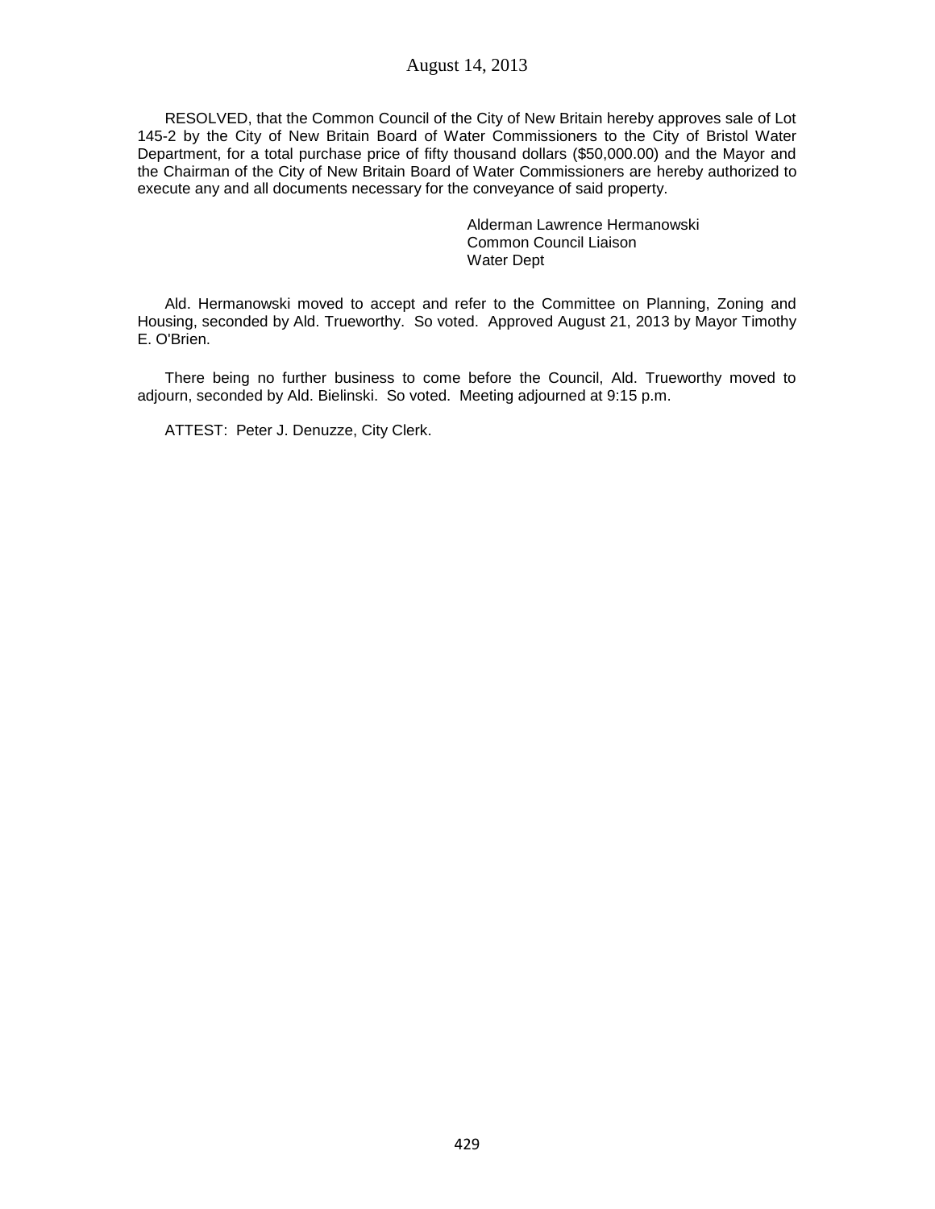RESOLVED, that the Common Council of the City of New Britain hereby approves sale of Lot 145-2 by the City of New Britain Board of Water Commissioners to the City of Bristol Water Department, for a total purchase price of fifty thousand dollars ($50,000.00) and the Mayor and the Chairman of the City of New Britain Board of Water Commissioners are hereby authorized to execute any and all documents necessary for the conveyance of said property.

Alderman Lawrence Hermanowski
Common Council Liaison
Water Dept

Ald. Hermanowski moved to accept and refer to the Committee on Planning, Zoning and Housing, seconded by Ald. Trueworthy. So voted. Approved August 21, 2013 by Mayor Timothy E. O'Brien.

There being no further business to come before the Council, Ald. Trueworthy moved to adjourn, seconded by Ald. Bielinski. So voted. Meeting adjourned at 9:15 p.m.

ATTEST: Peter J. Denuzze, City Clerk.